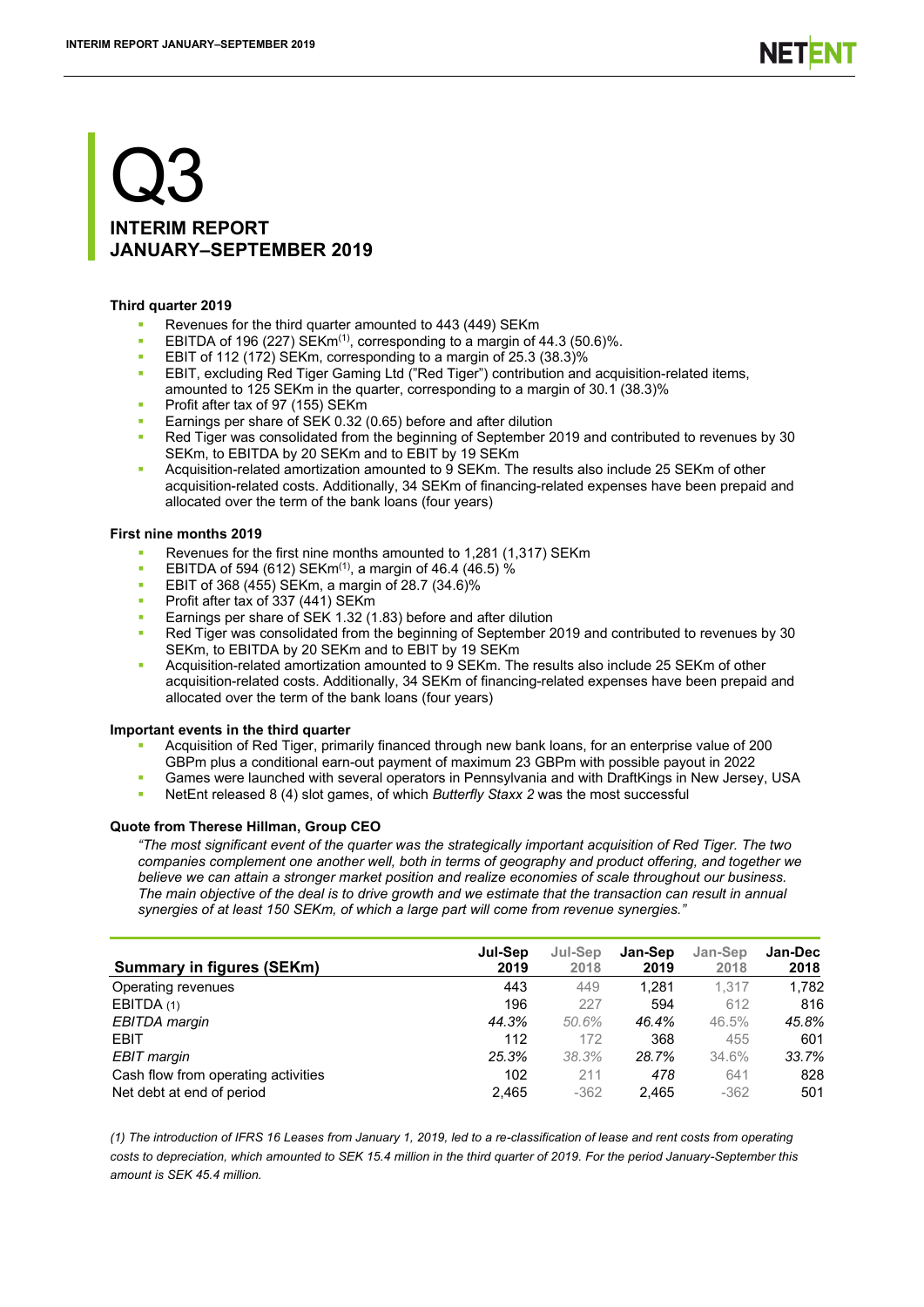# Q3

## INTERIM REPORT JANUARY–SEPTEMBER 2019

**Third quarter 2019**

- Revenues for the third quarter amounted to 443 (449) SEKm
- EBITDA of 196 (227) SEKm(1), corresponding to a margin of 44.3 (50.6)%.
- EBIT of 112 (172) SEKm, corresponding to a margin of 25.3 (38.3)%
- EBIT, excluding Red Tiger Gaming Ltd ("Red Tiger") contribution and acquisition-related items, amounted to 125 SEKm in the quarter, corresponding to a margin of 30.1 (38.3)%
- Profit after tax of 97 (155) SEKm
- Earnings per share of SEK 0.32 (0.65) before and after dilution
- Red Tiger was consolidated from the beginning of September 2019 and contributed to revenues by 30 SEKm, to EBITDA by 20 SEKm and to EBIT by 19 SEKm
- Acquisition-related amortization amounted to 9 SEKm. The results also include 25 SEKm of other acquisition-related costs. Additionally, 34 SEKm of financing-related expenses have been prepaid and allocated over the term of the bank loans (four years)

**First nine months 2019**

- Revenues for the first nine months amounted to 1,281 (1,317) SEKm
- EBITDA of 594 (612) SEKm(1), a margin of 46.4 (46.5) %
- EBIT of 368 (455) SEKm, a margin of 28.7 (34.6)%
- Profit after tax of 337 (441) SEKm
- Earnings per share of SEK 1.32 (1.83) before and after dilution
- Red Tiger was consolidated from the beginning of September 2019 and contributed to revenues by 30 SEKm, to EBITDA by 20 SEKm and to EBIT by 19 SEKm
- Acquisition-related amortization amounted to 9 SEKm. The results also include 25 SEKm of other acquisition-related costs. Additionally, 34 SEKm of financing-related expenses have been prepaid and allocated over the term of the bank loans (four years)

**Important events in the third quarter**

- Acquisition of Red Tiger, primarily financed through new bank loans, for an enterprise value of 200 GBPm plus a conditional earn-out payment of maximum 23 GBPm with possible payout in 2022
- Games were launched with several operators in Pennsylvania and with DraftKings in New Jersey, USA
- NetEnt released 8 (4) slot games, of which *Butterfly Staxx 2* was the most successful

**Quote from Therese Hillman, Group CEO**

*"The most significant event of the quarter was the strategically important acquisition of Red Tiger. The two companies complement one another well, both in terms of geography and product offering, and together we believe we can attain a stronger market position and realize economies of scale throughout our business. The main objective of the deal is to drive growth and we estimate that the transaction can result in annual synergies of at least 150 SEKm, of which a large part will come from revenue synergies."*

| Summary in figures (SEKm) | Jul-Sep 2019 | Jul-Sep 2018 | Jan-Sep 2019 | Jan-Sep 2018 | Jan-Dec 2018 |
|---|---|---|---|---|---|
| Operating revenues | 443 | 449 | 1,281 | 1,317 | 1,782 |
| EBITDA (1) | 196 | 227 | 594 | 612 | 816 |
| *EBITDA margin* | *44.3%* | *50.6%* | *46.4%* | *46.5%* | *45.8%* |
| EBIT | 112 | 172 | 368 | 455 | 601 |
| *EBIT margin* | *25.3%* | *38.3%* | *28.7%* | *34.6%* | *33.7%* |
| Cash flow from operating activities | 102 | 211 | *478* | 641 | 828 |
| Net debt at end of period | 2,465 | -362 | 2,465 | -362 | 501 |

*(1) The introduction of IFRS 16 Leases from January 1, 2019, led to a re-classification of lease and rent costs from operating costs to depreciation, which amounted to SEK 15.4 million in the third quarter of 2019. For the period January-September this amount is SEK 45.4 million.*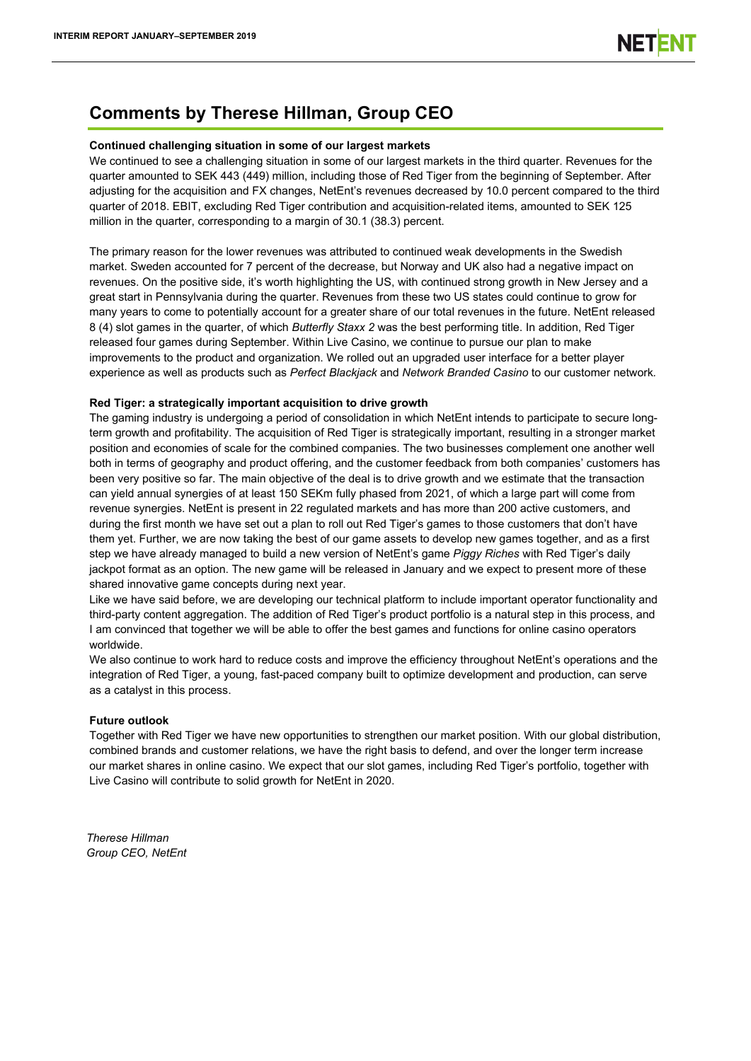# Comments by Therese Hillman, Group CEO

**Continued challenging situation in some of our largest markets**

We continued to see a challenging situation in some of our largest markets in the third quarter. Revenues for the quarter amounted to SEK 443 (449) million, including those of Red Tiger from the beginning of September. After adjusting for the acquisition and FX changes, NetEnt's revenues decreased by 10.0 percent compared to the third quarter of 2018. EBIT, excluding Red Tiger contribution and acquisition-related items, amounted to SEK 125 million in the quarter, corresponding to a margin of 30.1 (38.3) percent.

The primary reason for the lower revenues was attributed to continued weak developments in the Swedish market. Sweden accounted for 7 percent of the decrease, but Norway and UK also had a negative impact on revenues. On the positive side, it's worth highlighting the US, with continued strong growth in New Jersey and a great start in Pennsylvania during the quarter. Revenues from these two US states could continue to grow for many years to come to potentially account for a greater share of our total revenues in the future. NetEnt released 8 (4) slot games in the quarter, of which *Butterfly Staxx 2* was the best performing title. In addition, Red Tiger released four games during September. Within Live Casino, we continue to pursue our plan to make improvements to the product and organization. We rolled out an upgraded user interface for a better player experience as well as products such as *Perfect Blackjack* and *Network Branded Casino* to our customer network.

**Red Tiger: a strategically important acquisition to drive growth**

The gaming industry is undergoing a period of consolidation in which NetEnt intends to participate to secure long-term growth and profitability. The acquisition of Red Tiger is strategically important, resulting in a stronger market position and economies of scale for the combined companies. The two businesses complement one another well both in terms of geography and product offering, and the customer feedback from both companies' customers has been very positive so far. The main objective of the deal is to drive growth and we estimate that the transaction can yield annual synergies of at least 150 SEKm fully phased from 2021, of which a large part will come from revenue synergies. NetEnt is present in 22 regulated markets and has more than 200 active customers, and during the first month we have set out a plan to roll out Red Tiger's games to those customers that don't have them yet. Further, we are now taking the best of our game assets to develop new games together, and as a first step we have already managed to build a new version of NetEnt's game *Piggy Riches* with Red Tiger's daily jackpot format as an option. The new game will be released in January and we expect to present more of these shared innovative game concepts during next year.

Like we have said before, we are developing our technical platform to include important operator functionality and third-party content aggregation. The addition of Red Tiger's product portfolio is a natural step in this process, and I am convinced that together we will be able to offer the best games and functions for online casino operators worldwide.

We also continue to work hard to reduce costs and improve the efficiency throughout NetEnt's operations and the integration of Red Tiger, a young, fast-paced company built to optimize development and production, can serve as a catalyst in this process.

**Future outlook**

Together with Red Tiger we have new opportunities to strengthen our market position. With our global distribution, combined brands and customer relations, we have the right basis to defend, and over the longer term increase our market shares in online casino. We expect that our slot games, including Red Tiger's portfolio, together with Live Casino will contribute to solid growth for NetEnt in 2020.

*Therese Hillman*
*Group CEO, NetEnt*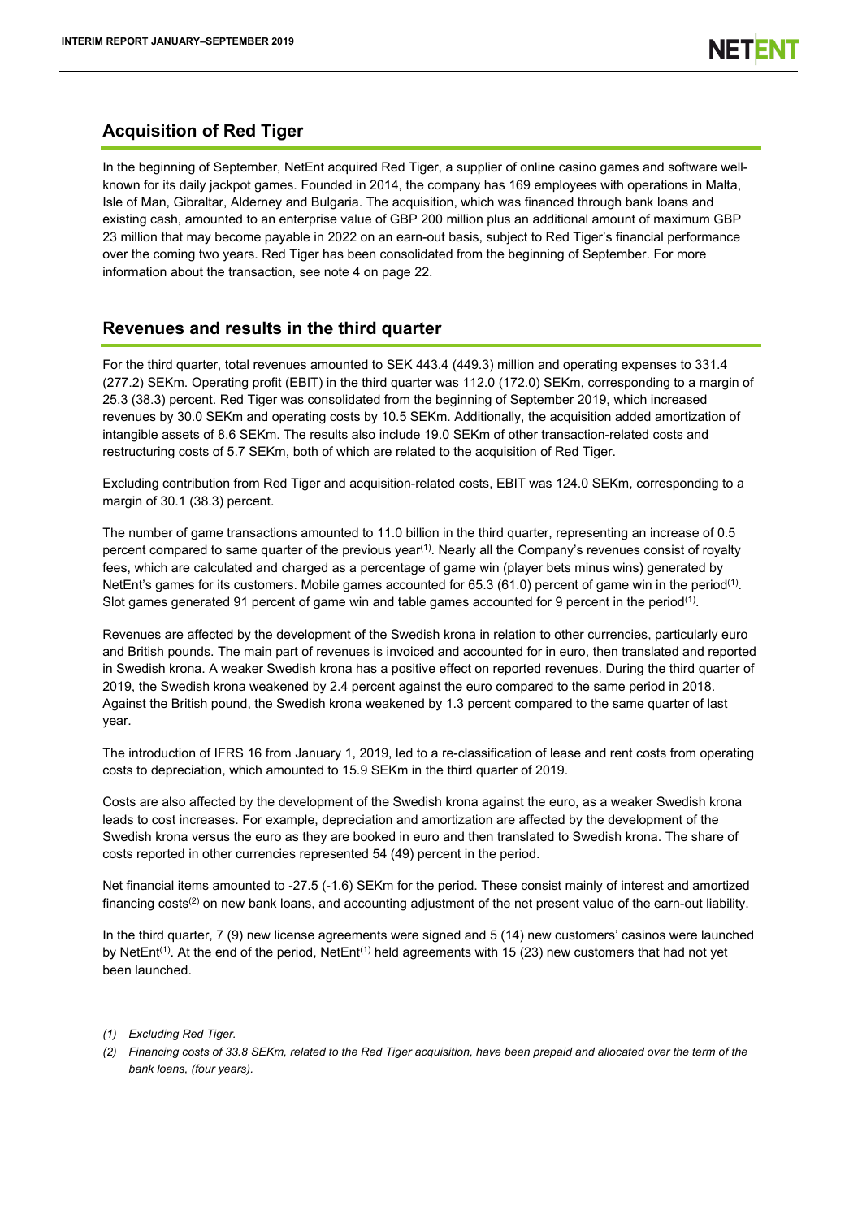## Acquisition of Red Tiger

In the beginning of September, NetEnt acquired Red Tiger, a supplier of online casino games and software well-known for its daily jackpot games. Founded in 2014, the company has 169 employees with operations in Malta, Isle of Man, Gibraltar, Alderney and Bulgaria. The acquisition, which was financed through bank loans and existing cash, amounted to an enterprise value of GBP 200 million plus an additional amount of maximum GBP 23 million that may become payable in 2022 on an earn-out basis, subject to Red Tiger's financial performance over the coming two years. Red Tiger has been consolidated from the beginning of September. For more information about the transaction, see note 4 on page 22.

## Revenues and results in the third quarter

For the third quarter, total revenues amounted to SEK 443.4 (449.3) million and operating expenses to 331.4 (277.2) SEKm. Operating profit (EBIT) in the third quarter was 112.0 (172.0) SEKm, corresponding to a margin of 25.3 (38.3) percent. Red Tiger was consolidated from the beginning of September 2019, which increased revenues by 30.0 SEKm and operating costs by 10.5 SEKm. Additionally, the acquisition added amortization of intangible assets of 8.6 SEKm. The results also include 19.0 SEKm of other transaction-related costs and restructuring costs of 5.7 SEKm, both of which are related to the acquisition of Red Tiger.

Excluding contribution from Red Tiger and acquisition-related costs, EBIT was 124.0 SEKm, corresponding to a margin of 30.1 (38.3) percent.

The number of game transactions amounted to 11.0 billion in the third quarter, representing an increase of 0.5 percent compared to same quarter of the previous year[1]. Nearly all the Company's revenues consist of royalty fees, which are calculated and charged as a percentage of game win (player bets minus wins) generated by NetEnt's games for its customers. Mobile games accounted for 65.3 (61.0) percent of game win in the period[1]. Slot games generated 91 percent of game win and table games accounted for 9 percent in the period[1].

Revenues are affected by the development of the Swedish krona in relation to other currencies, particularly euro and British pounds. The main part of revenues is invoiced and accounted for in euro, then translated and reported in Swedish krona. A weaker Swedish krona has a positive effect on reported revenues. During the third quarter of 2019, the Swedish krona weakened by 2.4 percent against the euro compared to the same period in 2018. Against the British pound, the Swedish krona weakened by 1.3 percent compared to the same quarter of last year.

The introduction of IFRS 16 from January 1, 2019, led to a re-classification of lease and rent costs from operating costs to depreciation, which amounted to 15.9 SEKm in the third quarter of 2019.

Costs are also affected by the development of the Swedish krona against the euro, as a weaker Swedish krona leads to cost increases. For example, depreciation and amortization are affected by the development of the Swedish krona versus the euro as they are booked in euro and then translated to Swedish krona. The share of costs reported in other currencies represented 54 (49) percent in the period.

Net financial items amounted to -27.5 (-1.6) SEKm for the period. These consist mainly of interest and amortized financing costs[2] on new bank loans, and accounting adjustment of the net present value of the earn-out liability.

In the third quarter, 7 (9) new license agreements were signed and 5 (14) new customers' casinos were launched by NetEnt[1]. At the end of the period, NetEnt[1] held agreements with 15 (23) new customers that had not yet been launched.

*(1) Excluding Red Tiger.*

*(2) Financing costs of 33.8 SEKm, related to the Red Tiger acquisition, have been prepaid and allocated over the term of the bank loans, (four years).*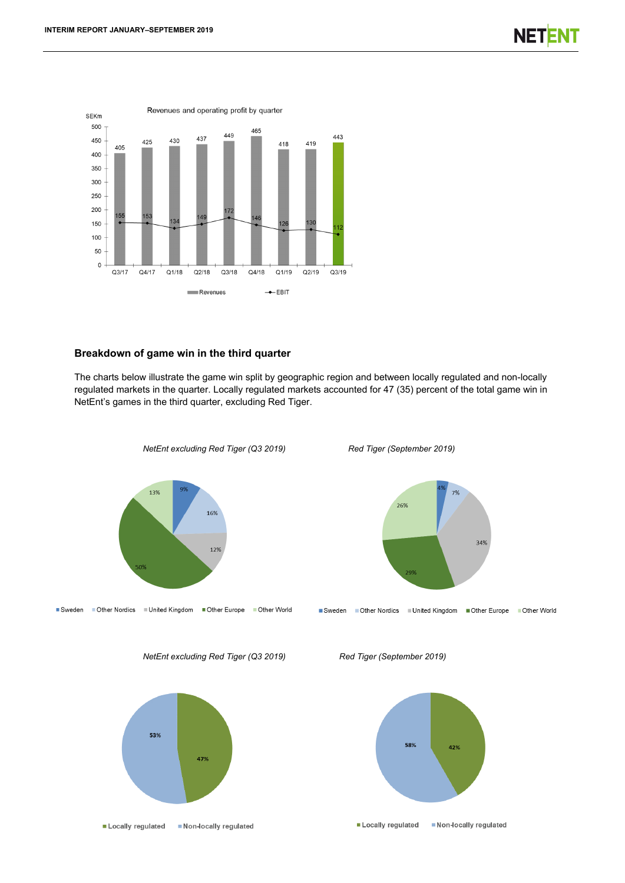Revenues and operating profit by quarter

SEKm

| | Q3/17 | Q4/17 | Q1/18 | Q2/18 | Q3/18 | Q4/18 | Q1/19 | Q2/19 | Q3/19 |
|---|---|---|---|---|---|---|---|---|---|
| Revenues | 405 | 425 | 430 | 437 | 449 | 465 | 418 | 419 | 443 |
| EBIT | 155 | 153 | 134 | 149 | 172 | 146 | 126 | 130 | 112 |

## Breakdown of game win in the third quarter

The charts below illustrate the game win split by geographic region and between locally regulated and non-locally regulated markets in the quarter. Locally regulated markets accounted for 47 (35) percent of the total game win in NetEnt's games in the third quarter, excluding Red Tiger.

| | *NetEnt excluding Red Tiger (Q3 2019)* | *Red Tiger (September 2019)* |
|---|---|---|
| Sweden | 9% | 4% |
| Other Nordics | 16% | 7% |
| United Kingdom | 12% | 34% |
| Other Europe | 50% | 29% |
| Other World | 13% | 26% |

| | *NetEnt excluding Red Tiger (Q3 2019)* | *Red Tiger (September 2019)* |
|---|---|---|
| Locally regulated | 47% | 42% |
| Non-locally regulated | 53% | 58% |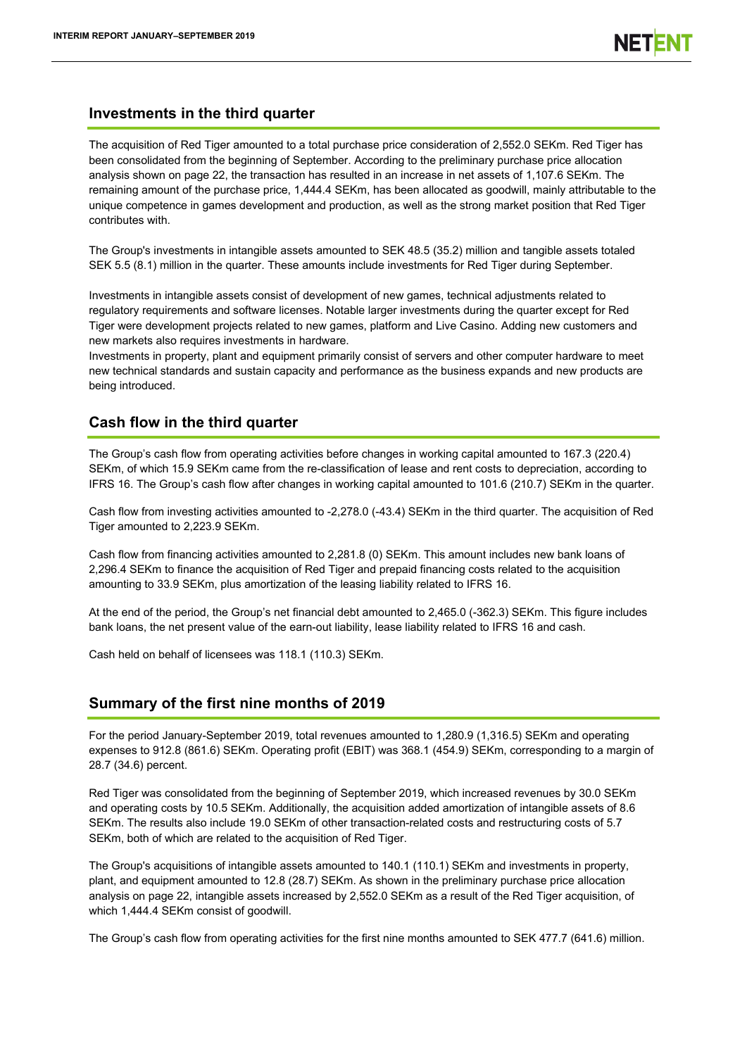## Investments in the third quarter

The acquisition of Red Tiger amounted to a total purchase price consideration of 2,552.0 SEKm. Red Tiger has been consolidated from the beginning of September. According to the preliminary purchase price allocation analysis shown on page 22, the transaction has resulted in an increase in net assets of 1,107.6 SEKm. The remaining amount of the purchase price, 1,444.4 SEKm, has been allocated as goodwill, mainly attributable to the unique competence in games development and production, as well as the strong market position that Red Tiger contributes with.

The Group's investments in intangible assets amounted to SEK 48.5 (35.2) million and tangible assets totaled SEK 5.5 (8.1) million in the quarter. These amounts include investments for Red Tiger during September.

Investments in intangible assets consist of development of new games, technical adjustments related to regulatory requirements and software licenses. Notable larger investments during the quarter except for Red Tiger were development projects related to new games, platform and Live Casino. Adding new customers and new markets also requires investments in hardware.

Investments in property, plant and equipment primarily consist of servers and other computer hardware to meet new technical standards and sustain capacity and performance as the business expands and new products are being introduced.

## Cash flow in the third quarter

The Group's cash flow from operating activities before changes in working capital amounted to 167.3 (220.4) SEKm, of which 15.9 SEKm came from the re-classification of lease and rent costs to depreciation, according to IFRS 16. The Group's cash flow after changes in working capital amounted to 101.6 (210.7) SEKm in the quarter.

Cash flow from investing activities amounted to -2,278.0 (-43.4) SEKm in the third quarter. The acquisition of Red Tiger amounted to 2,223.9 SEKm.

Cash flow from financing activities amounted to 2,281.8 (0) SEKm. This amount includes new bank loans of 2,296.4 SEKm to finance the acquisition of Red Tiger and prepaid financing costs related to the acquisition amounting to 33.9 SEKm, plus amortization of the leasing liability related to IFRS 16.

At the end of the period, the Group's net financial debt amounted to 2,465.0 (-362.3) SEKm. This figure includes bank loans, the net present value of the earn-out liability, lease liability related to IFRS 16 and cash.

Cash held on behalf of licensees was 118.1 (110.3) SEKm.

## Summary of the first nine months of 2019

For the period January-September 2019, total revenues amounted to 1,280.9 (1,316.5) SEKm and operating expenses to 912.8 (861.6) SEKm. Operating profit (EBIT) was 368.1 (454.9) SEKm, corresponding to a margin of 28.7 (34.6) percent.

Red Tiger was consolidated from the beginning of September 2019, which increased revenues by 30.0 SEKm and operating costs by 10.5 SEKm. Additionally, the acquisition added amortization of intangible assets of 8.6 SEKm. The results also include 19.0 SEKm of other transaction-related costs and restructuring costs of 5.7 SEKm, both of which are related to the acquisition of Red Tiger.

The Group's acquisitions of intangible assets amounted to 140.1 (110.1) SEKm and investments in property, plant, and equipment amounted to 12.8 (28.7) SEKm. As shown in the preliminary purchase price allocation analysis on page 22, intangible assets increased by 2,552.0 SEKm as a result of the Red Tiger acquisition, of which 1,444.4 SEKm consist of goodwill.

The Group's cash flow from operating activities for the first nine months amounted to SEK 477.7 (641.6) million.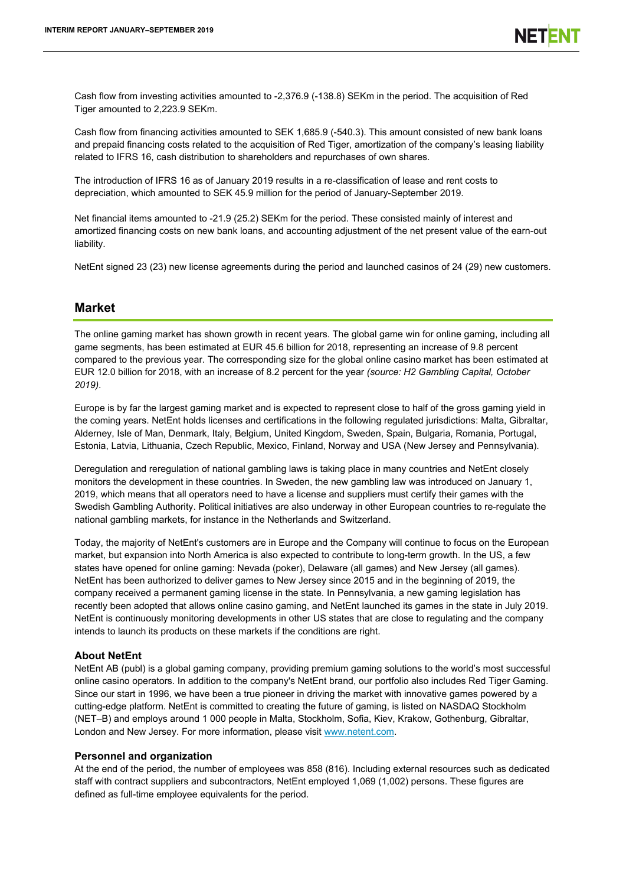Cash flow from investing activities amounted to -2,376.9 (-138.8) SEKm in the period. The acquisition of Red Tiger amounted to 2,223.9 SEKm.

Cash flow from financing activities amounted to SEK 1,685.9 (-540.3). This amount consisted of new bank loans and prepaid financing costs related to the acquisition of Red Tiger, amortization of the company's leasing liability related to IFRS 16, cash distribution to shareholders and repurchases of own shares.

The introduction of IFRS 16 as of January 2019 results in a re-classification of lease and rent costs to depreciation, which amounted to SEK 45.9 million for the period of January-September 2019.

Net financial items amounted to -21.9 (25.2) SEKm for the period. These consisted mainly of interest and amortized financing costs on new bank loans, and accounting adjustment of the net present value of the earn-out liability.

NetEnt signed 23 (23) new license agreements during the period and launched casinos of 24 (29) new customers.

## Market

The online gaming market has shown growth in recent years. The global game win for online gaming, including all game segments, has been estimated at EUR 45.6 billion for 2018, representing an increase of 9.8 percent compared to the previous year. The corresponding size for the global online casino market has been estimated at EUR 12.0 billion for 2018, with an increase of 8.2 percent for the year *(source: H2 Gambling Capital, October 2019)*.

Europe is by far the largest gaming market and is expected to represent close to half of the gross gaming yield in the coming years. NetEnt holds licenses and certifications in the following regulated jurisdictions: Malta, Gibraltar, Alderney, Isle of Man, Denmark, Italy, Belgium, United Kingdom, Sweden, Spain, Bulgaria, Romania, Portugal, Estonia, Latvia, Lithuania, Czech Republic, Mexico, Finland, Norway and USA (New Jersey and Pennsylvania).

Deregulation and reregulation of national gambling laws is taking place in many countries and NetEnt closely monitors the development in these countries. In Sweden, the new gambling law was introduced on January 1, 2019, which means that all operators need to have a license and suppliers must certify their games with the Swedish Gambling Authority. Political initiatives are also underway in other European countries to re-regulate the national gambling markets, for instance in the Netherlands and Switzerland.

Today, the majority of NetEnt's customers are in Europe and the Company will continue to focus on the European market, but expansion into North America is also expected to contribute to long-term growth. In the US, a few states have opened for online gaming: Nevada (poker), Delaware (all games) and New Jersey (all games). NetEnt has been authorized to deliver games to New Jersey since 2015 and in the beginning of 2019, the company received a permanent gaming license in the state. In Pennsylvania, a new gaming legislation has recently been adopted that allows online casino gaming, and NetEnt launched its games in the state in July 2019. NetEnt is continuously monitoring developments in other US states that are close to regulating and the company intends to launch its products on these markets if the conditions are right.

### About NetEnt

NetEnt AB (publ) is a global gaming company, providing premium gaming solutions to the world's most successful online casino operators. In addition to the company's NetEnt brand, our portfolio also includes Red Tiger Gaming. Since our start in 1996, we have been a true pioneer in driving the market with innovative games powered by a cutting-edge platform. NetEnt is committed to creating the future of gaming, is listed on NASDAQ Stockholm (NET–B) and employs around 1 000 people in Malta, Stockholm, Sofia, Kiev, Krakow, Gothenburg, Gibraltar, London and New Jersey. For more information, please visit [www.netent.com](http://www.netent.com).

### Personnel and organization

At the end of the period, the number of employees was 858 (816). Including external resources such as dedicated staff with contract suppliers and subcontractors, NetEnt employed 1,069 (1,002) persons. These figures are defined as full-time employee equivalents for the period.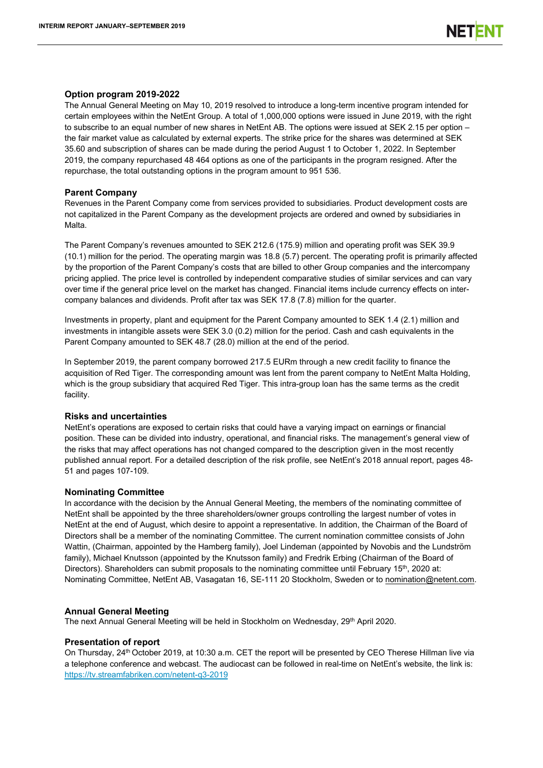## Option program 2019-2022

The Annual General Meeting on May 10, 2019 resolved to introduce a long-term incentive program intended for certain employees within the NetEnt Group. A total of 1,000,000 options were issued in June 2019, with the right to subscribe to an equal number of new shares in NetEnt AB. The options were issued at SEK 2.15 per option – the fair market value as calculated by external experts. The strike price for the shares was determined at SEK 35.60 and subscription of shares can be made during the period August 1 to October 1, 2022. In September 2019, the company repurchased 48 464 options as one of the participants in the program resigned. After the repurchase, the total outstanding options in the program amount to 951 536.

## Parent Company

Revenues in the Parent Company come from services provided to subsidiaries. Product development costs are not capitalized in the Parent Company as the development projects are ordered and owned by subsidiaries in Malta.

The Parent Company's revenues amounted to SEK 212.6 (175.9) million and operating profit was SEK 39.9 (10.1) million for the period. The operating margin was 18.8 (5.7) percent. The operating profit is primarily affected by the proportion of the Parent Company's costs that are billed to other Group companies and the intercompany pricing applied. The price level is controlled by independent comparative studies of similar services and can vary over time if the general price level on the market has changed. Financial items include currency effects on inter-company balances and dividends. Profit after tax was SEK 17.8 (7.8) million for the quarter.

Investments in property, plant and equipment for the Parent Company amounted to SEK 1.4 (2.1) million and investments in intangible assets were SEK 3.0 (0.2) million for the period. Cash and cash equivalents in the Parent Company amounted to SEK 48.7 (28.0) million at the end of the period.

In September 2019, the parent company borrowed 217.5 EURm through a new credit facility to finance the acquisition of Red Tiger. The corresponding amount was lent from the parent company to NetEnt Malta Holding, which is the group subsidiary that acquired Red Tiger. This intra-group loan has the same terms as the credit facility.

## Risks and uncertainties

NetEnt's operations are exposed to certain risks that could have a varying impact on earnings or financial position. These can be divided into industry, operational, and financial risks. The management's general view of the risks that may affect operations has not changed compared to the description given in the most recently published annual report. For a detailed description of the risk profile, see NetEnt's 2018 annual report, pages 48-51 and pages 107-109.

## Nominating Committee

In accordance with the decision by the Annual General Meeting, the members of the nominating committee of NetEnt shall be appointed by the three shareholders/owner groups controlling the largest number of votes in NetEnt at the end of August, which desire to appoint a representative. In addition, the Chairman of the Board of Directors shall be a member of the nominating Committee. The current nomination committee consists of John Wattin, (Chairman, appointed by the Hamberg family), Joel Lindeman (appointed by Novobis and the Lundström family), Michael Knutsson (appointed by the Knutsson family) and Fredrik Erbing (Chairman of the Board of Directors). Shareholders can submit proposals to the nominating committee until February 15th, 2020 at: Nominating Committee, NetEnt AB, Vasagatan 16, SE-111 20 Stockholm, Sweden or to nomination@netent.com.

## Annual General Meeting

The next Annual General Meeting will be held in Stockholm on Wednesday, 29th April 2020.

## Presentation of report

On Thursday, 24th October 2019, at 10:30 a.m. CET the report will be presented by CEO Therese Hillman live via a telephone conference and webcast. The audiocast can be followed in real-time on NetEnt's website, the link is: https://tv.streamfabriken.com/netent-q3-2019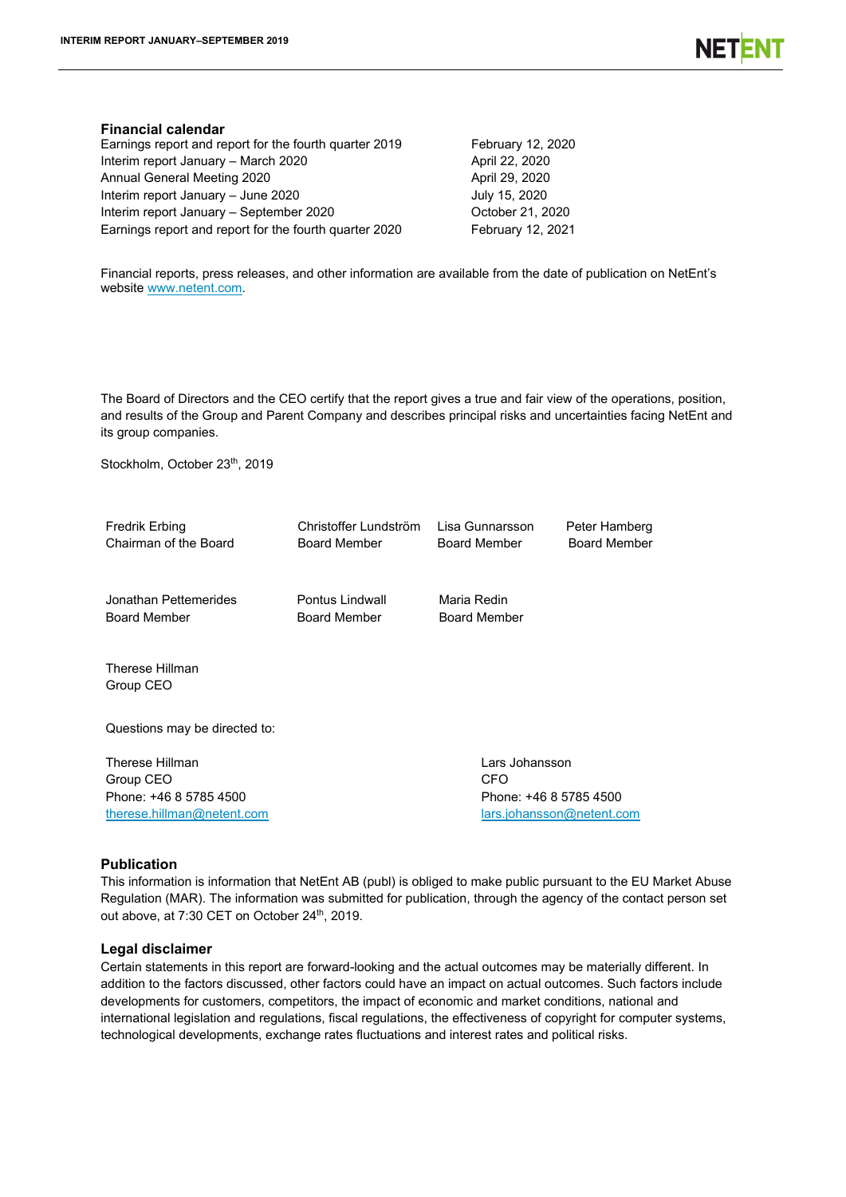### Financial calendar

| | |
|---|---|
| Earnings report and report for the fourth quarter 2019 | February 12, 2020 |
| Interim report January – March 2020 | April 22, 2020 |
| Annual General Meeting 2020 | April 29, 2020 |
| Interim report January – June 2020 | July 15, 2020 |
| Interim report January – September 2020 | October 21, 2020 |
| Earnings report and report for the fourth quarter 2020 | February 12, 2021 |

Financial reports, press releases, and other information are available from the date of publication on NetEnt's website www.netent.com.

The Board of Directors and the CEO certify that the report gives a true and fair view of the operations, position, and results of the Group and Parent Company and describes principal risks and uncertainties facing NetEnt and its group companies.

Stockholm, October 23th, 2019

Fredrik Erbing
Chairman of the Board

Christoffer Lundström
Board Member

Lisa Gunnarsson
Board Member

Peter Hamberg
Board Member

Jonathan Pettemerides
Board Member

Pontus Lindwall
Board Member

Maria Redin
Board Member

Therese Hillman
Group CEO

Questions may be directed to:

Therese Hillman
Group CEO
Phone: +46 8 5785 4500
therese.hillman@netent.com

Lars Johansson
CFO
Phone: +46 8 5785 4500
lars.johansson@netent.com

### Publication

This information is information that NetEnt AB (publ) is obliged to make public pursuant to the EU Market Abuse Regulation (MAR). The information was submitted for publication, through the agency of the contact person set out above, at 7:30 CET on October 24th, 2019.

### Legal disclaimer

Certain statements in this report are forward-looking and the actual outcomes may be materially different. In addition to the factors discussed, other factors could have an impact on actual outcomes. Such factors include developments for customers, competitors, the impact of economic and market conditions, national and international legislation and regulations, fiscal regulations, the effectiveness of copyright for computer systems, technological developments, exchange rates fluctuations and interest rates and political risks.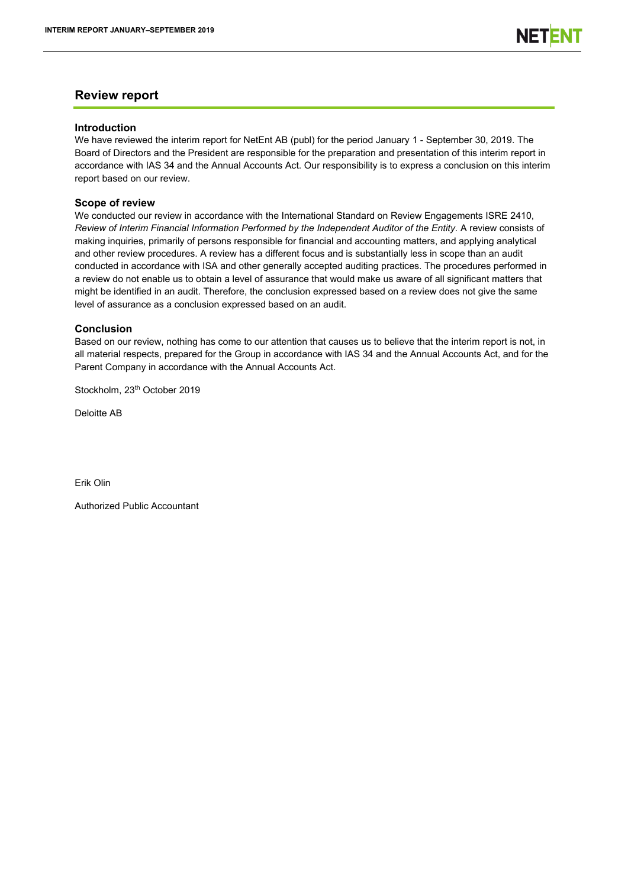## Review report

### Introduction

We have reviewed the interim report for NetEnt AB (publ) for the period January 1 - September 30, 2019. The Board of Directors and the President are responsible for the preparation and presentation of this interim report in accordance with IAS 34 and the Annual Accounts Act. Our responsibility is to express a conclusion on this interim report based on our review.

### Scope of review

We conducted our review in accordance with the International Standard on Review Engagements ISRE 2410, *Review of Interim Financial Information Performed by the Independent Auditor of the Entity.* A review consists of making inquiries, primarily of persons responsible for financial and accounting matters, and applying analytical and other review procedures. A review has a different focus and is substantially less in scope than an audit conducted in accordance with ISA and other generally accepted auditing practices. The procedures performed in a review do not enable us to obtain a level of assurance that would make us aware of all significant matters that might be identified in an audit. Therefore, the conclusion expressed based on a review does not give the same level of assurance as a conclusion expressed based on an audit.

### Conclusion

Based on our review, nothing has come to our attention that causes us to believe that the interim report is not, in all material respects, prepared for the Group in accordance with IAS 34 and the Annual Accounts Act, and for the Parent Company in accordance with the Annual Accounts Act.

Stockholm, 23th October 2019

Deloitte AB

Erik Olin

Authorized Public Accountant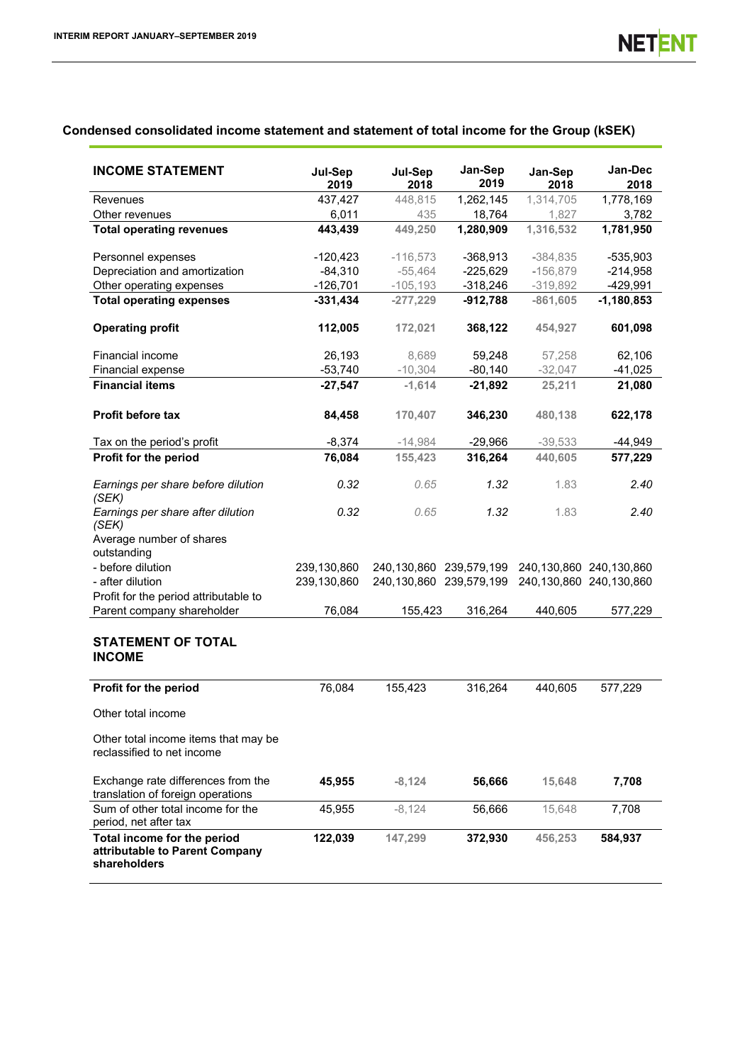## Condensed consolidated income statement and statement of total income for the Group (kSEK)

| INCOME STATEMENT | Jul-Sep 2019 | Jul-Sep 2018 | Jan-Sep 2019 | Jan-Sep 2018 | Jan-Dec 2018 |
|---|---|---|---|---|---|
| Revenues | 437,427 | 448,815 | 1,262,145 | 1,314,705 | 1,778,169 |
| Other revenues | 6,011 | 435 | 18,764 | 1,827 | 3,782 |
| **Total operating revenues** | **443,439** | **449,250** | **1,280,909** | **1,316,532** | **1,781,950** |
| | | | | | |
| Personnel expenses | -120,423 | -116,573 | -368,913 | -384,835 | -535,903 |
| Depreciation and amortization | -84,310 | -55,464 | -225,629 | -156,879 | -214,958 |
| Other operating expenses | -126,701 | -105,193 | -318,246 | -319,892 | -429,991 |
| **Total operating expenses** | **-331,434** | **-277,229** | **-912,788** | **-861,605** | **-1,180,853** |
| | | | | | |
| **Operating profit** | **112,005** | **172,021** | **368,122** | **454,927** | **601,098** |
| | | | | | |
| Financial income | 26,193 | 8,689 | 59,248 | 57,258 | 62,106 |
| Financial expense | -53,740 | -10,304 | -80,140 | -32,047 | -41,025 |
| **Financial items** | **-27,547** | **-1,614** | **-21,892** | **25,211** | **21,080** |
| | | | | | |
| **Profit before tax** | **84,458** | **170,407** | **346,230** | **480,138** | **622,178** |
| | | | | | |
| Tax on the period's profit | -8,374 | -14,984 | -29,966 | -39,533 | -44,949 |
| **Profit for the period** | **76,084** | **155,423** | **316,264** | **440,605** | **577,229** |
| | | | | | |
| *Earnings per share before dilution (SEK)* | *0.32* | *0.65* | *1.32* | 1.83 | *2.40* |
| *Earnings per share after dilution (SEK)* | *0.32* | *0.65* | *1.32* | 1.83 | *2.40* |
| Average number of shares outstanding | | | | | |
| - before dilution | 239,130,860 | 240,130,860 | 239,579,199 | 240,130,860 | 240,130,860 |
| - after dilution | 239,130,860 | 240,130,860 | 239,579,199 | 240,130,860 | 240,130,860 |
| Profit for the period attributable to Parent company shareholder | 76,084 | 155,423 | 316,264 | 440,605 | 577,229 |

| STATEMENT OF TOTAL INCOME | Jul-Sep 2019 | Jul-Sep 2018 | Jan-Sep 2019 | Jan-Sep 2018 | Jan-Dec 2018 |
|---|---|---|---|---|---|
| **Profit for the period** | 76,084 | 155,423 | 316,264 | 440,605 | 577,229 |
| Other total income | | | | | |
| Other total income items that may be reclassified to net income | | | | | |
| Exchange rate differences from the translation of foreign operations | **45,955** | **-8,124** | **56,666** | **15,648** | **7,708** |
| Sum of other total income for the period, net after tax | 45,955 | -8,124 | 56,666 | 15,648 | 7,708 |
| **Total income for the period attributable to Parent Company shareholders** | **122,039** | **147,299** | **372,930** | **456,253** | **584,937** |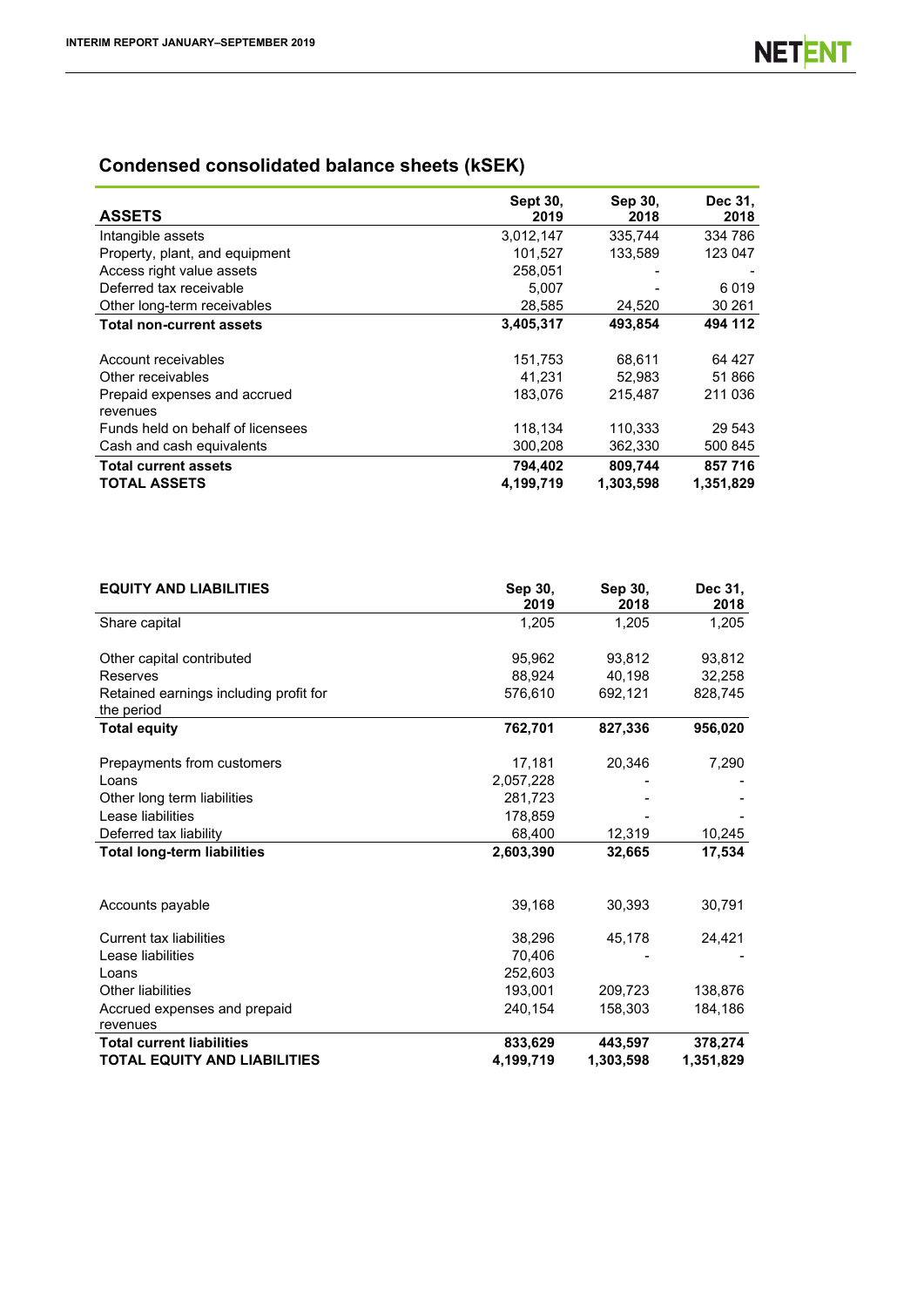## Condensed consolidated balance sheets (kSEK)

| ASSETS | Sept 30, 2019 | Sep 30, 2018 | Dec 31, 2018 |
|---|---|---|---|
| Intangible assets | 3,012,147 | 335,744 | 334 786 |
| Property, plant, and equipment | 101,527 | 133,589 | 123 047 |
| Access right value assets | 258,051 | - | - |
| Deferred tax receivable | 5,007 | - | 6 019 |
| Other long-term receivables | 28,585 | 24,520 | 30 261 |
| **Total non-current assets** | **3,405,317** | **493,854** | **494 112** |
| | | | |
| Account receivables | 151,753 | 68,611 | 64 427 |
| Other receivables | 41,231 | 52,983 | 51 866 |
| Prepaid expenses and accrued revenues | 183,076 | 215,487 | 211 036 |
| Funds held on behalf of licensees | 118,134 | 110,333 | 29 543 |
| Cash and cash equivalents | 300,208 | 362,330 | 500 845 |
| **Total current assets** | **794,402** | **809,744** | **857 716** |
| **TOTAL ASSETS** | **4,199,719** | **1,303,598** | **1,351,829** |

| EQUITY AND LIABILITIES | Sep 30, 2019 | Sep 30, 2018 | Dec 31, 2018 |
|---|---|---|---|
| Share capital | 1,205 | 1,205 | 1,205 |
| | | | |
| Other capital contributed | 95,962 | 93,812 | 93,812 |
| Reserves | 88,924 | 40,198 | 32,258 |
| Retained earnings including profit for the period | 576,610 | 692,121 | 828,745 |
| **Total equity** | **762,701** | **827,336** | **956,020** |
| | | | |
| Prepayments from customers | 17,181 | 20,346 | 7,290 |
| Loans | 2,057,228 | - | - |
| Other long term liabilities | 281,723 | - | - |
| Lease liabilities | 178,859 | - | - |
| Deferred tax liability | 68,400 | 12,319 | 10,245 |
| **Total long-term liabilities** | **2,603,390** | **32,665** | **17,534** |
| | | | |
| Accounts payable | 39,168 | 30,393 | 30,791 |
| | | | |
| Current tax liabilities | 38,296 | 45,178 | 24,421 |
| Lease liabilities | 70,406 | - | - |
| Loans | 252,603 | | |
| Other liabilities | 193,001 | 209,723 | 138,876 |
| Accrued expenses and prepaid revenues | 240,154 | 158,303 | 184,186 |
| **Total current liabilities** | **833,629** | **443,597** | **378,274** |
| **TOTAL EQUITY AND LIABILITIES** | **4,199,719** | **1,303,598** | **1,351,829** |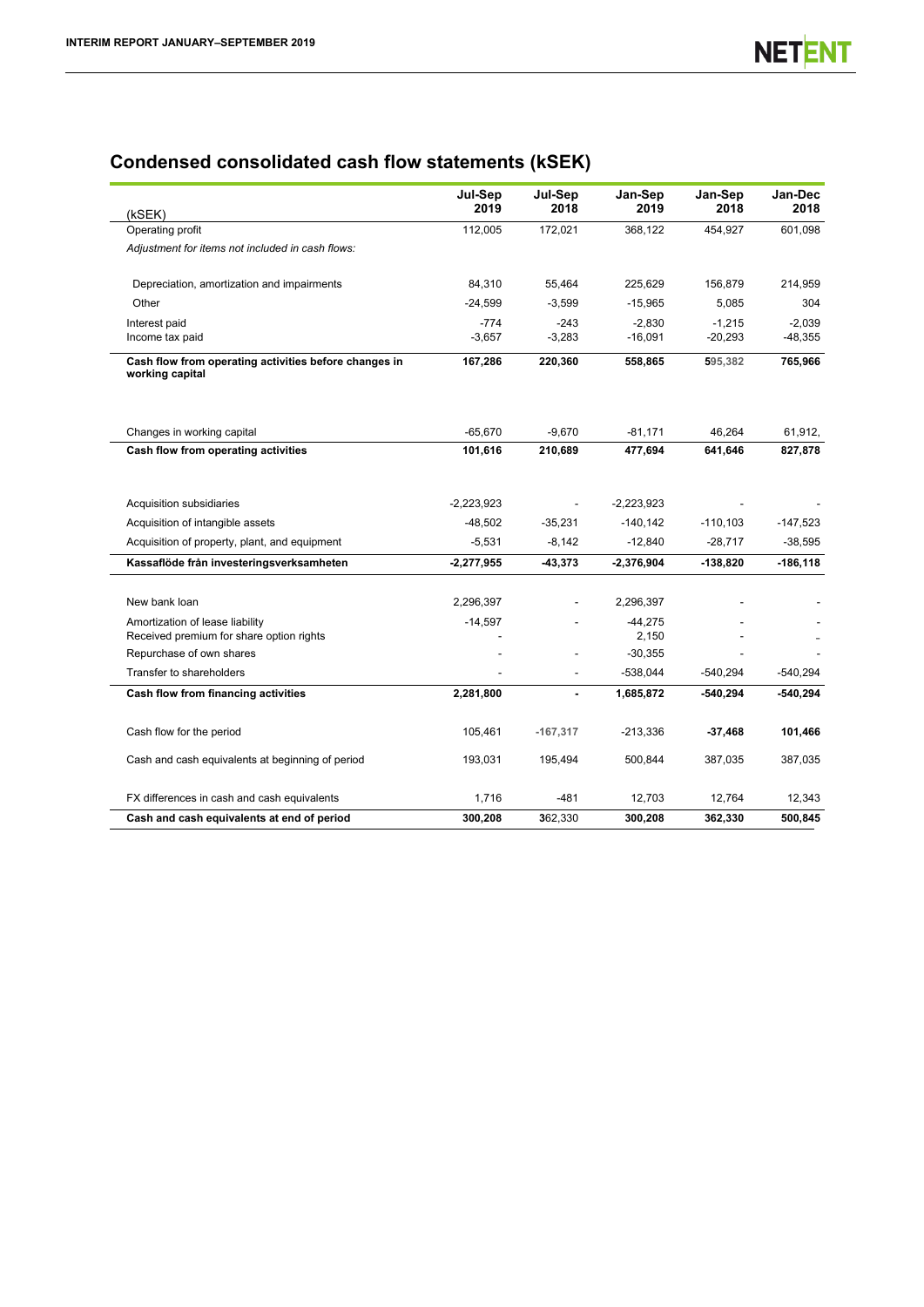## Condensed consolidated cash flow statements (kSEK)

| (kSEK) | Jul-Sep 2019 | Jul-Sep 2018 | Jan-Sep 2019 | Jan-Sep 2018 | Jan-Dec 2018 |
|---|---|---|---|---|---|
| Operating profit | 112,005 | 172,021 | 368,122 | 454,927 | 601,098 |
| *Adjustment for items not included in cash flows:* | | | | | |
| Depreciation, amortization and impairments | 84,310 | 55,464 | 225,629 | 156,879 | 214,959 |
| Other | -24,599 | -3,599 | -15,965 | 5,085 | 304 |
| Interest paid | -774 | -243 | -2,830 | -1,215 | -2,039 |
| Income tax paid | -3,657 | -3,283 | -16,091 | -20,293 | -48,355 |
| **Cash flow from operating activities before changes in working capital** | **167,286** | **220,360** | **558,865** | **595,382** | **765,966** |
| Changes in working capital | -65,670 | -9,670 | -81,171 | 46,264 | 61,912, |
| **Cash flow from operating activities** | **101,616** | **210,689** | **477,694** | **641,646** | **827,878** |
| Acquisition subsidiaries | -2,223,923 | - | -2,223,923 | - | - |
| Acquisition of intangible assets | -48,502 | -35,231 | -140,142 | -110,103 | -147,523 |
| Acquisition of property, plant, and equipment | -5,531 | -8,142 | -12,840 | -28,717 | -38,595 |
| **Kassaflöde från investeringsverksamheten** | **-2,277,955** | **-43,373** | **-2,376,904** | **-138,820** | **-186,118** |
| New bank loan | 2,296,397 | - | 2,296,397 | - | - |
| Amortization of lease liability | -14,597 | - | -44,275 | - | - |
| Received premium for share option rights | - | | 2,150 | - | - |
| Repurchase of own shares | - | - | -30,355 | - | - |
| Transfer to shareholders | - | - | -538,044 | -540,294 | -540,294 |
| **Cash flow from financing activities** | **2,281,800** | **-** | **1,685,872** | **-540,294** | **-540,294** |
| Cash flow for the period | 105,461 | -167,317 | -213,336 | **-37,468** | **101,466** |
| Cash and cash equivalents at beginning of period | 193,031 | 195,494 | 500,844 | 387,035 | 387,035 |
| FX differences in cash and cash equivalents | 1,716 | -481 | 12,703 | 12,764 | 12,343 |
| **Cash and cash equivalents at end of period** | **300,208** | 362,330 | **300,208** | **362,330** | **500,845** |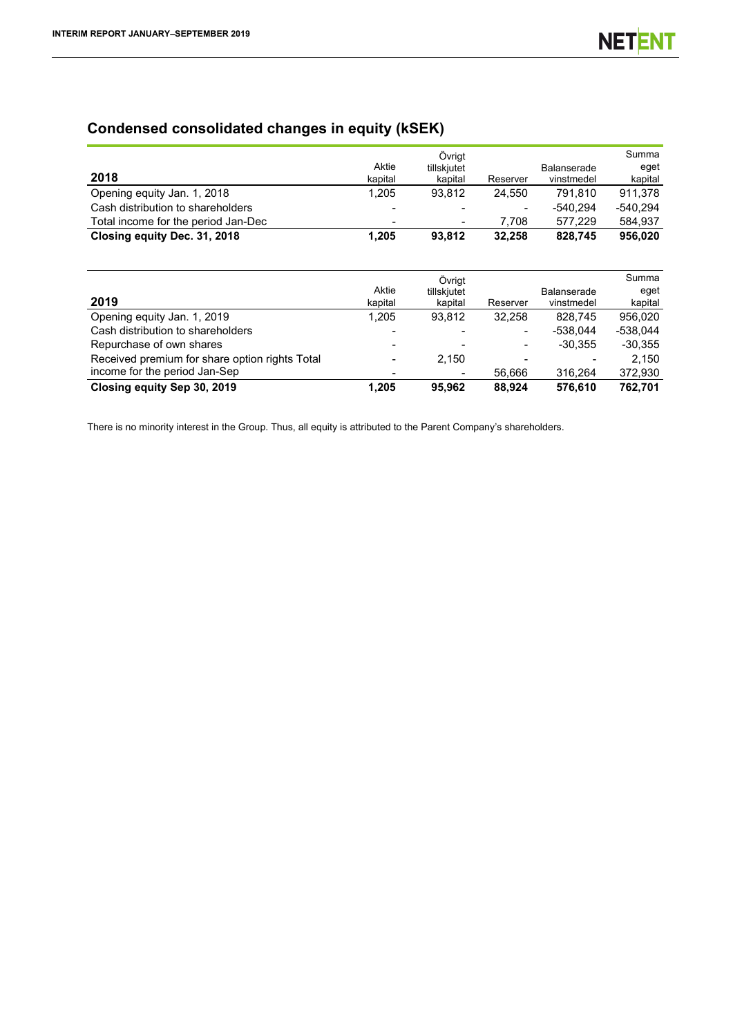## Condensed consolidated changes in equity (kSEK)

| 2018 | Aktie kapital | Övrigt tillskjutet kapital | Reserver | Balanserade vinstmedel | Summa eget kapital |
|---|---|---|---|---|---|
| Opening equity Jan. 1, 2018 | 1,205 | 93,812 | 24,550 | 791,810 | 911,378 |
| Cash distribution to shareholders | - | - | - | -540,294 | -540,294 |
| Total income for the period Jan-Dec | - | - | 7,708 | 577,229 | 584,937 |
| **Closing equity Dec. 31, 2018** | **1,205** | **93,812** | **32,258** | **828,745** | **956,020** |

| 2019 | Aktie kapital | Övrigt tillskjutet kapital | Reserver | Balanserade vinstmedel | Summa eget kapital |
|---|---|---|---|---|---|
| Opening equity Jan. 1, 2019 | 1,205 | 93,812 | 32,258 | 828,745 | 956,020 |
| Cash distribution to shareholders | - | - | - | -538,044 | -538,044 |
| Repurchase of own shares | - | - | - | -30,355 | -30,355 |
| Received premium for share option rights | - | 2,150 | - | - | 2,150 |
| Total income for the period Jan-Sep | - | - | 56,666 | 316,264 | 372,930 |
| **Closing equity Sep 30, 2019** | **1,205** | **95,962** | **88,924** | **576,610** | **762,701** |

There is no minority interest in the Group. Thus, all equity is attributed to the Parent Company's shareholders.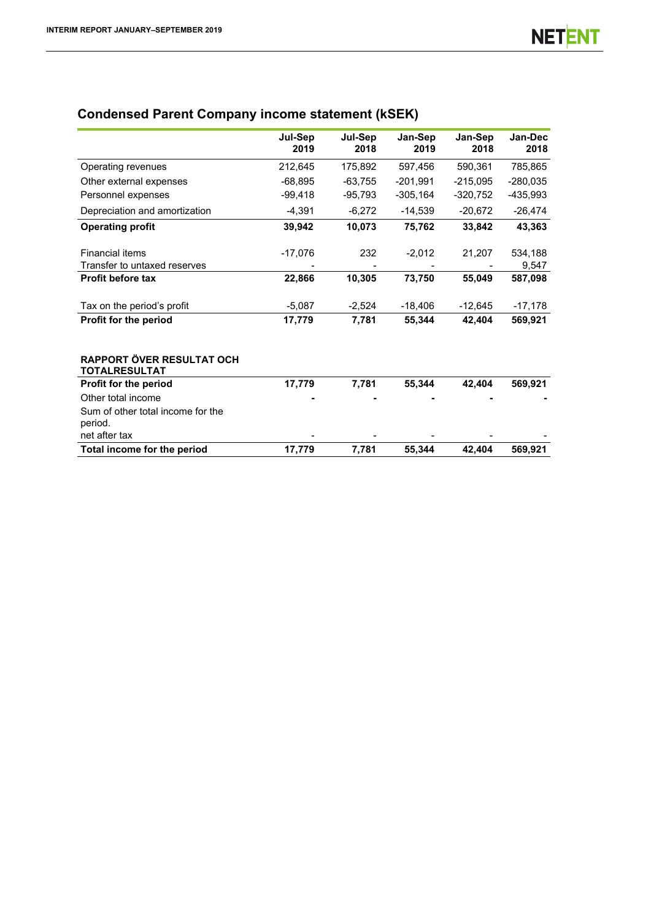## Condensed Parent Company income statement (kSEK)

| | Jul-Sep 2019 | Jul-Sep 2018 | Jan-Sep 2019 | Jan-Sep 2018 | Jan-Dec 2018 |
|---|---|---|---|---|---|
| Operating revenues | 212,645 | 175,892 | 597,456 | 590,361 | 785,865 |
| Other external expenses | -68,895 | -63,755 | -201,991 | -215,095 | -280,035 |
| Personnel expenses | -99,418 | -95,793 | -305,164 | -320,752 | -435,993 |
| Depreciation and amortization | -4,391 | -6,272 | -14,539 | -20,672 | -26,474 |
| **Operating profit** | **39,942** | **10,073** | **75,762** | **33,842** | **43,363** |
| Financial items | -17,076 | 232 | -2,012 | 21,207 | 534,188 |
| Transfer to untaxed reserves | - | - | - | - | 9,547 |
| **Profit before tax** | **22,866** | **10,305** | **73,750** | **55,049** | **587,098** |
| Tax on the period's profit | -5,087 | -2,524 | -18,406 | -12,645 | -17,178 |
| **Profit for the period** | **17,779** | **7,781** | **55,344** | **42,404** | **569,921** |

| **RAPPORT ÖVER RESULTAT OCH TOTALRESULTAT** | | | | | |
|---|---|---|---|---|---|
| **Profit for the period** | **17,779** | **7,781** | **55,344** | **42,404** | **569,921** |
| Other total income | **-** | **-** | **-** | **-** | **-** |
| Sum of other total income for the period. net after tax | - | - | - | - | - |
| **Total income for the period** | **17,779** | **7,781** | **55,344** | **42,404** | **569,921** |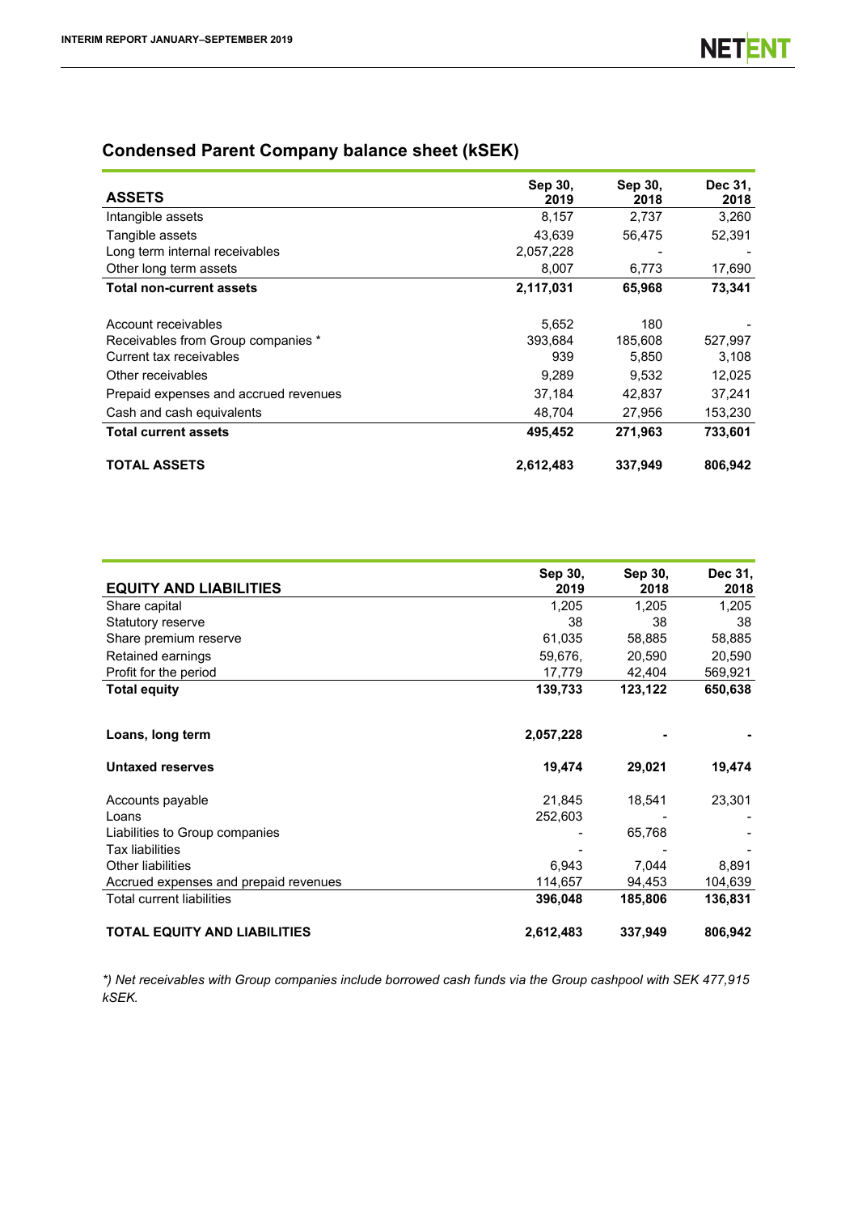## Condensed Parent Company balance sheet (kSEK)

| ASSETS | Sep 30, 2019 | Sep 30, 2018 | Dec 31, 2018 |
|---|---|---|---|
| Intangible assets | 8,157 | 2,737 | 3,260 |
| Tangible assets | 43,639 | 56,475 | 52,391 |
| Long term internal receivables | 2,057,228 | - | - |
| Other long term assets | 8,007 | 6,773 | 17,690 |
| **Total non-current assets** | **2,117,031** | **65,968** | **73,341** |
| | | | |
| Account receivables | 5,652 | 180 | - |
| Receivables from Group companies * | 393,684 | 185,608 | 527,997 |
| Current tax receivables | 939 | 5,850 | 3,108 |
| Other receivables | 9,289 | 9,532 | 12,025 |
| Prepaid expenses and accrued revenues | 37,184 | 42,837 | 37,241 |
| Cash and cash equivalents | 48,704 | 27,956 | 153,230 |
| **Total current assets** | **495,452** | **271,963** | **733,601** |
| | | | |
| **TOTAL ASSETS** | **2,612,483** | **337,949** | **806,942** |

| EQUITY AND LIABILITIES | Sep 30, 2019 | Sep 30, 2018 | Dec 31, 2018 |
|---|---|---|---|
| Share capital | 1,205 | 1,205 | 1,205 |
| Statutory reserve | 38 | 38 | 38 |
| Share premium reserve | 61,035 | 58,885 | 58,885 |
| Retained earnings | 59,676, | 20,590 | 20,590 |
| Profit for the period | 17,779 | 42,404 | 569,921 |
| **Total equity** | **139,733** | **123,122** | **650,638** |
| | | | |
| **Loans, long term** | **2,057,228** | **-** | **-** |
| | | | |
| **Untaxed reserves** | **19,474** | **29,021** | **19,474** |
| | | | |
| Accounts payable | 21,845 | 18,541 | 23,301 |
| Loans | 252,603 | - | - |
| Liabilities to Group companies | - | 65,768 | - |
| Tax liabilities | - | - | - |
| Other liabilities | 6,943 | 7,044 | 8,891 |
| Accrued expenses and prepaid revenues | 114,657 | 94,453 | 104,639 |
| Total current liabilities | **396,048** | **185,806** | **136,831** |
| | | | |
| **TOTAL EQUITY AND LIABILITIES** | **2,612,483** | **337,949** | **806,942** |

*\*) Net receivables with Group companies include borrowed cash funds via the Group cashpool with SEK 477,915 kSEK.*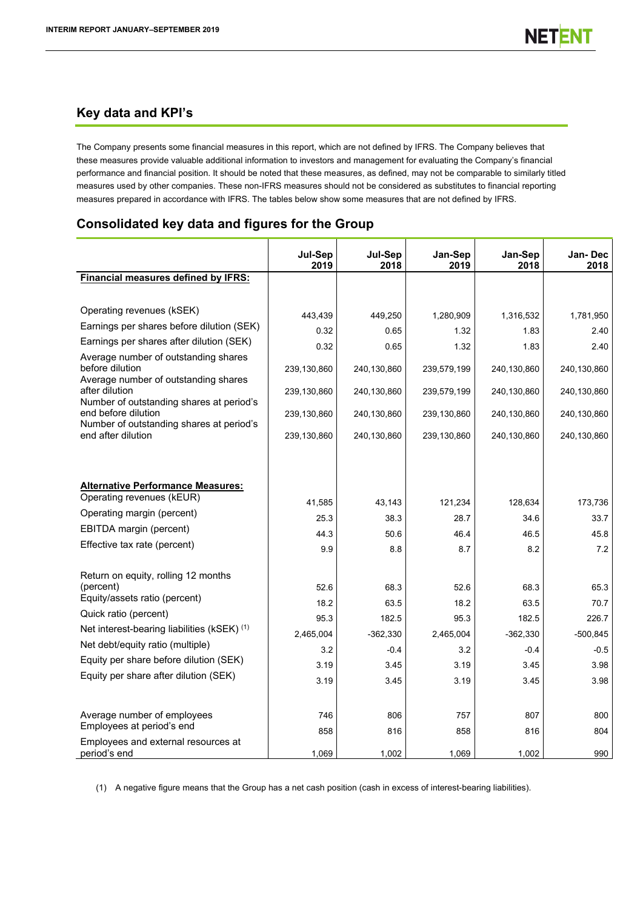## Key data and KPI's

The Company presents some financial measures in this report, which are not defined by IFRS. The Company believes that these measures provide valuable additional information to investors and management for evaluating the Company's financial performance and financial position. It should be noted that these measures, as defined, may not be comparable to similarly titled measures used by other companies. These non-IFRS measures should not be considered as substitutes to financial reporting measures prepared in accordance with IFRS. The tables below show some measures that are not defined by IFRS.

## Consolidated key data and figures for the Group

| | Jul-Sep 2019 | Jul-Sep 2018 | Jan-Sep 2019 | Jan-Sep 2018 | Jan- Dec 2018 |
|---|---|---|---|---|---|
| **Financial measures defined by IFRS:** | | | | | |
| Operating revenues (kSEK) | 443,439 | 449,250 | 1,280,909 | 1,316,532 | 1,781,950 |
| Earnings per shares before dilution (SEK) | 0.32 | 0.65 | 1.32 | 1.83 | 2.40 |
| Earnings per shares after dilution (SEK) | 0.32 | 0.65 | 1.32 | 1.83 | 2.40 |
| Average number of outstanding shares before dilution | 239,130,860 | 240,130,860 | 239,579,199 | 240,130,860 | 240,130,860 |
| Average number of outstanding shares after dilution | 239,130,860 | 240,130,860 | 239,579,199 | 240,130,860 | 240,130,860 |
| Number of outstanding shares at period's end before dilution | 239,130,860 | 240,130,860 | 239,130,860 | 240,130,860 | 240,130,860 |
| Number of outstanding shares at period's end after dilution | 239,130,860 | 240,130,860 | 239,130,860 | 240,130,860 | 240,130,860 |
| **Alternative Performance Measures:** | | | | | |
| Operating revenues (kEUR) | 41,585 | 43,143 | 121,234 | 128,634 | 173,736 |
| Operating margin (percent) | 25.3 | 38.3 | 28.7 | 34.6 | 33.7 |
| EBITDA margin (percent) | 44.3 | 50.6 | 46.4 | 46.5 | 45.8 |
| Effective tax rate (percent) | 9.9 | 8.8 | 8.7 | 8.2 | 7.2 |
| Return on equity, rolling 12 months (percent) | 52.6 | 68.3 | 52.6 | 68.3 | 65.3 |
| Equity/assets ratio (percent) | 18.2 | 63.5 | 18.2 | 63.5 | 70.7 |
| Quick ratio (percent) | 95.3 | 182.5 | 95.3 | 182.5 | 226.7 |
| Net interest-bearing liabilities (kSEK) (1) | 2,465,004 | -362,330 | 2,465,004 | -362,330 | -500,845 |
| Net debt/equity ratio (multiple) | 3.2 | -0.4 | 3.2 | -0.4 | -0.5 |
| Equity per share before dilution (SEK) | 3.19 | 3.45 | 3.19 | 3.45 | 3.98 |
| Equity per share after dilution (SEK) | 3.19 | 3.45 | 3.19 | 3.45 | 3.98 |
| Average number of employees | 746 | 806 | 757 | 807 | 800 |
| Employees at period's end | 858 | 816 | 858 | 816 | 804 |
| Employees and external resources at period's end | 1,069 | 1,002 | 1,069 | 1,002 | 990 |

(1) A negative figure means that the Group has a net cash position (cash in excess of interest-bearing liabilities).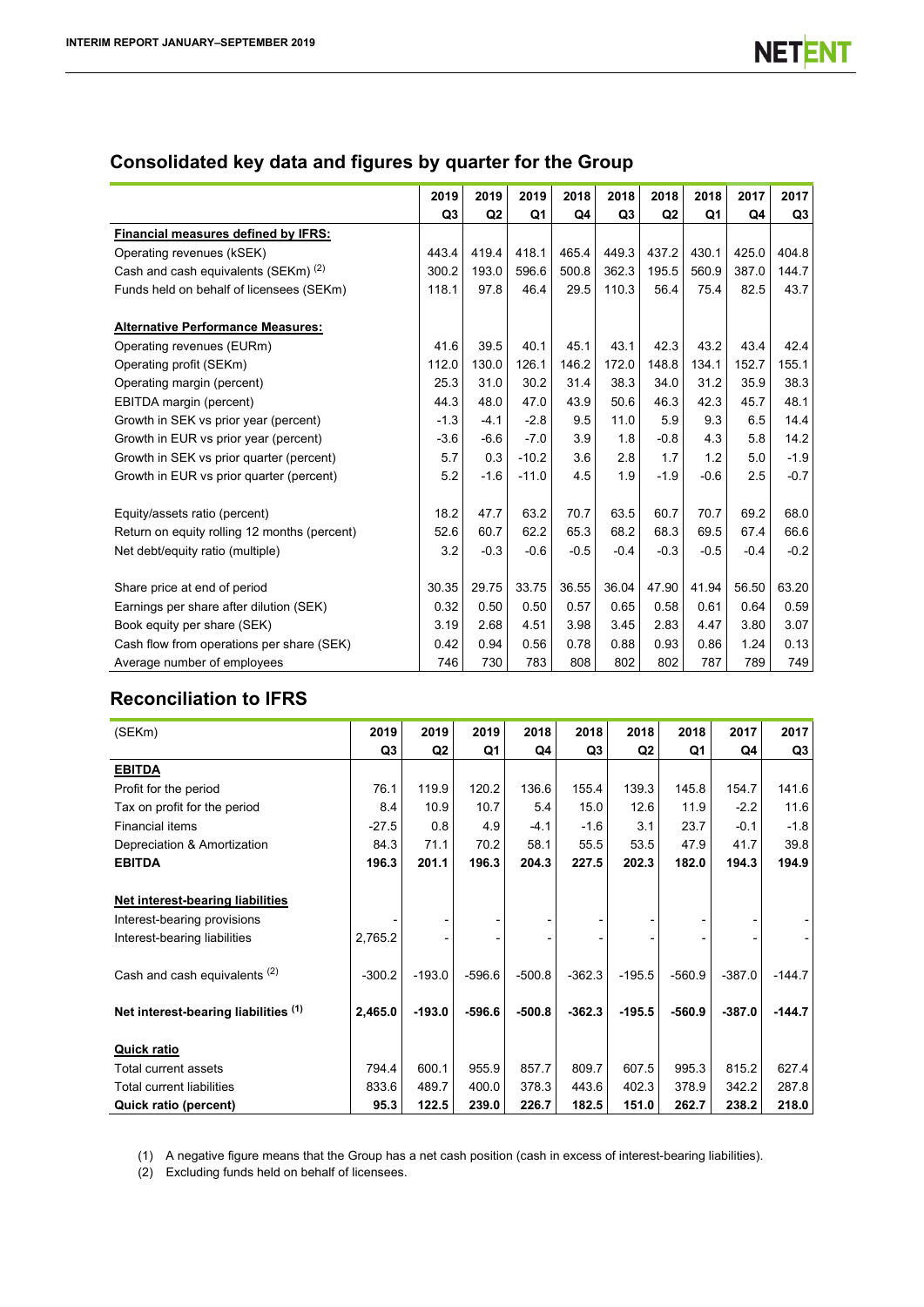## Consolidated key data and figures by quarter for the Group

| | 2019 Q3 | 2019 Q2 | 2019 Q1 | 2018 Q4 | 2018 Q3 | 2018 Q2 | 2018 Q1 | 2017 Q4 | 2017 Q3 |
|---|---|---|---|---|---|---|---|---|---|
| **Financial measures defined by IFRS:** | | | | | | | | | |
| Operating revenues (kSEK) | 443.4 | 419.4 | 418.1 | 465.4 | 449.3 | 437.2 | 430.1 | 425.0 | 404.8 |
| Cash and cash equivalents (SEKm) [2] | 300.2 | 193.0 | 596.6 | 500.8 | 362.3 | 195.5 | 560.9 | 387.0 | 144.7 |
| Funds held on behalf of licensees (SEKm) | 118.1 | 97.8 | 46.4 | 29.5 | 110.3 | 56.4 | 75.4 | 82.5 | 43.7 |
| | | | | | | | | | |
| **Alternative Performance Measures:** | | | | | | | | | |
| Operating revenues (EURm) | 41.6 | 39.5 | 40.1 | 45.1 | 43.1 | 42.3 | 43.2 | 43.4 | 42.4 |
| Operating profit (SEKm) | 112.0 | 130.0 | 126.1 | 146.2 | 172.0 | 148.8 | 134.1 | 152.7 | 155.1 |
| Operating margin (percent) | 25.3 | 31.0 | 30.2 | 31.4 | 38.3 | 34.0 | 31.2 | 35.9 | 38.3 |
| EBITDA margin (percent) | 44.3 | 48.0 | 47.0 | 43.9 | 50.6 | 46.3 | 42.3 | 45.7 | 48.1 |
| Growth in SEK vs prior year (percent) | -1.3 | -4.1 | -2.8 | 9.5 | 11.0 | 5.9 | 9.3 | 6.5 | 14.4 |
| Growth in EUR vs prior year (percent) | -3.6 | -6.6 | -7.0 | 3.9 | 1.8 | -0.8 | 4.3 | 5.8 | 14.2 |
| Growth in SEK vs prior quarter (percent) | 5.7 | 0.3 | -10.2 | 3.6 | 2.8 | 1.7 | 1.2 | 5.0 | -1.9 |
| Growth in EUR vs prior quarter (percent) | 5.2 | -1.6 | -11.0 | 4.5 | 1.9 | -1.9 | -0.6 | 2.5 | -0.7 |
| | | | | | | | | | |
| Equity/assets ratio (percent) | 18.2 | 47.7 | 63.2 | 70.7 | 63.5 | 60.7 | 70.7 | 69.2 | 68.0 |
| Return on equity rolling 12 months (percent) | 52.6 | 60.7 | 62.2 | 65.3 | 68.2 | 68.3 | 69.5 | 67.4 | 66.6 |
| Net debt/equity ratio (multiple) | 3.2 | -0.3 | -0.6 | -0.5 | -0.4 | -0.3 | -0.5 | -0.4 | -0.2 |
| | | | | | | | | | |
| Share price at end of period | 30.35 | 29.75 | 33.75 | 36.55 | 36.04 | 47.90 | 41.94 | 56.50 | 63.20 |
| Earnings per share after dilution (SEK) | 0.32 | 0.50 | 0.50 | 0.57 | 0.65 | 0.58 | 0.61 | 0.64 | 0.59 |
| Book equity per share (SEK) | 3.19 | 2.68 | 4.51 | 3.98 | 3.45 | 2.83 | 4.47 | 3.80 | 3.07 |
| Cash flow from operations per share (SEK) | 0.42 | 0.94 | 0.56 | 0.78 | 0.88 | 0.93 | 0.86 | 1.24 | 0.13 |
| Average number of employees | 746 | 730 | 783 | 808 | 802 | 802 | 787 | 789 | 749 |

## Reconciliation to IFRS

| (SEKm) | 2019 Q3 | 2019 Q2 | 2019 Q1 | 2018 Q4 | 2018 Q3 | 2018 Q2 | 2018 Q1 | 2017 Q4 | 2017 Q3 |
|---|---|---|---|---|---|---|---|---|---|
| **EBITDA** | | | | | | | | | |
| Profit for the period | 76.1 | 119.9 | 120.2 | 136.6 | 155.4 | 139.3 | 145.8 | 154.7 | 141.6 |
| Tax on profit for the period | 8.4 | 10.9 | 10.7 | 5.4 | 15.0 | 12.6 | 11.9 | -2.2 | 11.6 |
| Financial items | -27.5 | 0.8 | 4.9 | -4.1 | -1.6 | 3.1 | 23.7 | -0.1 | -1.8 |
| Depreciation & Amortization | 84.3 | 71.1 | 70.2 | 58.1 | 55.5 | 53.5 | 47.9 | 41.7 | 39.8 |
| **EBITDA** | **196.3** | **201.1** | **196.3** | **204.3** | **227.5** | **202.3** | **182.0** | **194.3** | **194.9** |
| | | | | | | | | | |
| **Net interest-bearing liabilities** | | | | | | | | | |
| Interest-bearing provisions | - | - | - | - | - | - | - | - | - |
| Interest-bearing liabilities | 2,765.2 | - | - | - | - | - | - | - | - |
| | | | | | | | | | |
| Cash and cash equivalents [2] | -300.2 | -193.0 | -596.6 | -500.8 | -362.3 | -195.5 | -560.9 | -387.0 | -144.7 |
| | | | | | | | | | |
| **Net interest-bearing liabilities [1]** | **2,465.0** | **-193.0** | **-596.6** | **-500.8** | **-362.3** | **-195.5** | **-560.9** | **-387.0** | **-144.7** |
| | | | | | | | | | |
| **Quick ratio** | | | | | | | | | |
| Total current assets | 794.4 | 600.1 | 955.9 | 857.7 | 809.7 | 607.5 | 995.3 | 815.2 | 627.4 |
| Total current liabilities | 833.6 | 489.7 | 400.0 | 378.3 | 443.6 | 402.3 | 378.9 | 342.2 | 287.8 |
| **Quick ratio (percent)** | **95.3** | **122.5** | **239.0** | **226.7** | **182.5** | **151.0** | **262.7** | **238.2** | **218.0** |

(1) A negative figure means that the Group has a net cash position (cash in excess of interest-bearing liabilities).

(2) Excluding funds held on behalf of licensees.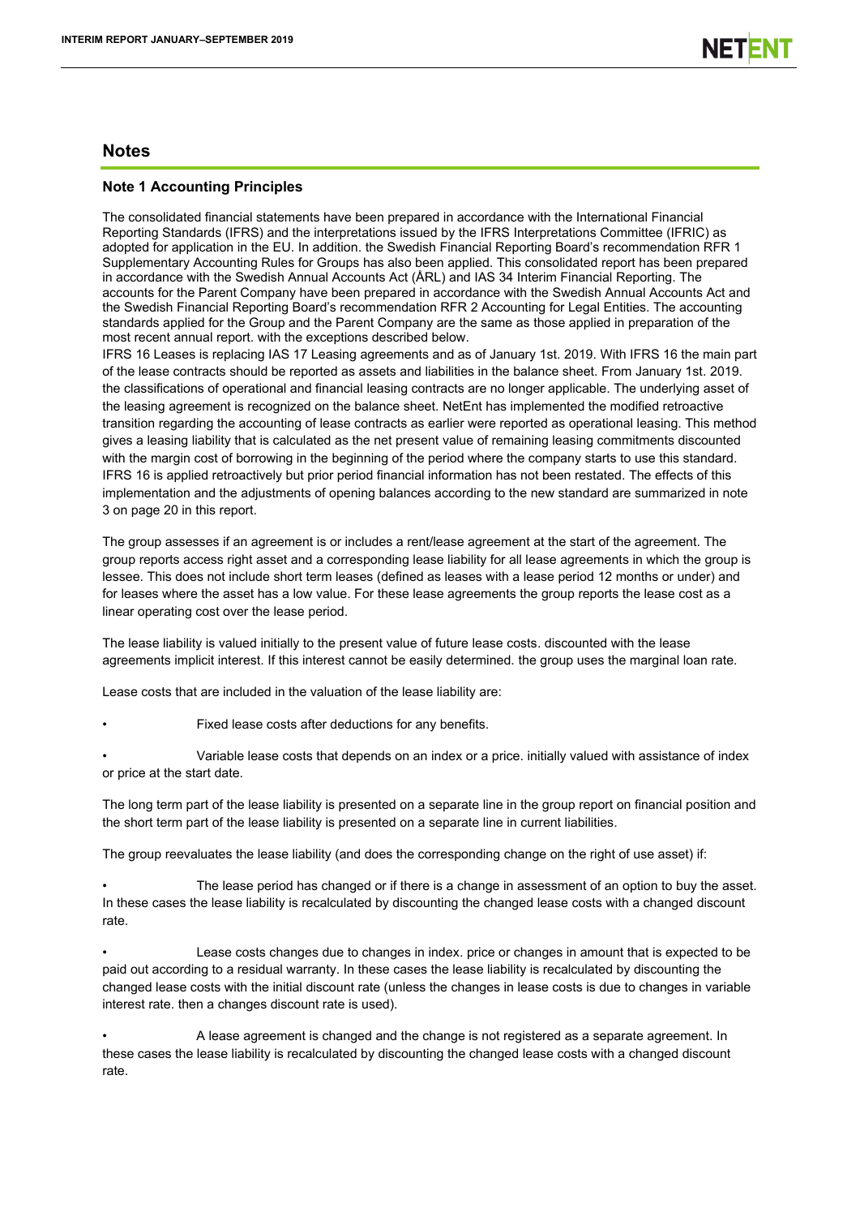## Notes

### Note 1 Accounting Principles

The consolidated financial statements have been prepared in accordance with the International Financial Reporting Standards (IFRS) and the interpretations issued by the IFRS Interpretations Committee (IFRIC) as adopted for application in the EU. In addition. the Swedish Financial Reporting Board's recommendation RFR 1 Supplementary Accounting Rules for Groups has also been applied. This consolidated report has been prepared in accordance with the Swedish Annual Accounts Act (ÅRL) and IAS 34 Interim Financial Reporting. The accounts for the Parent Company have been prepared in accordance with the Swedish Annual Accounts Act and the Swedish Financial Reporting Board's recommendation RFR 2 Accounting for Legal Entities. The accounting standards applied for the Group and the Parent Company are the same as those applied in preparation of the most recent annual report. with the exceptions described below.

IFRS 16 Leases is replacing IAS 17 Leasing agreements and as of January 1st. 2019. With IFRS 16 the main part of the lease contracts should be reported as assets and liabilities in the balance sheet. From January 1st. 2019. the classifications of operational and financial leasing contracts are no longer applicable. The underlying asset of the leasing agreement is recognized on the balance sheet. NetEnt has implemented the modified retroactive transition regarding the accounting of lease contracts as earlier were reported as operational leasing. This method gives a leasing liability that is calculated as the net present value of remaining leasing commitments discounted with the margin cost of borrowing in the beginning of the period where the company starts to use this standard. IFRS 16 is applied retroactively but prior period financial information has not been restated. The effects of this implementation and the adjustments of opening balances according to the new standard are summarized in note 3 on page 20 in this report.

The group assesses if an agreement is or includes a rent/lease agreement at the start of the agreement. The group reports access right asset and a corresponding lease liability for all lease agreements in which the group is lessee. This does not include short term leases (defined as leases with a lease period 12 months or under) and for leases where the asset has a low value. For these lease agreements the group reports the lease cost as a linear operating cost over the lease period.

The lease liability is valued initially to the present value of future lease costs. discounted with the lease agreements implicit interest. If this interest cannot be easily determined. the group uses the marginal loan rate.

Lease costs that are included in the valuation of the lease liability are:

- Fixed lease costs after deductions for any benefits.
- Variable lease costs that depends on an index or a price. initially valued with assistance of index or price at the start date.

The long term part of the lease liability is presented on a separate line in the group report on financial position and the short term part of the lease liability is presented on a separate line in current liabilities.

The group reevaluates the lease liability (and does the corresponding change on the right of use asset) if:

- The lease period has changed or if there is a change in assessment of an option to buy the asset. In these cases the lease liability is recalculated by discounting the changed lease costs with a changed discount rate.
- Lease costs changes due to changes in index. price or changes in amount that is expected to be paid out according to a residual warranty. In these cases the lease liability is recalculated by discounting the changed lease costs with the initial discount rate (unless the changes in lease costs is due to changes in variable interest rate. then a changes discount rate is used).
- A lease agreement is changed and the change is not registered as a separate agreement. In these cases the lease liability is recalculated by discounting the changed lease costs with a changed discount rate.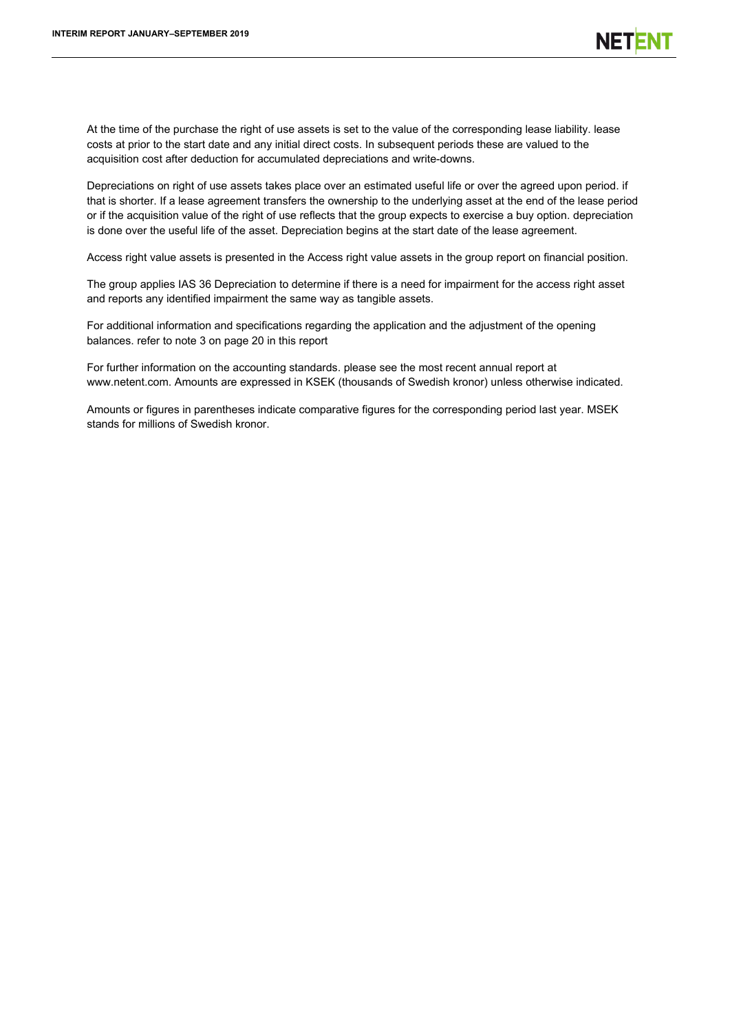At the time of the purchase the right of use assets is set to the value of the corresponding lease liability. lease costs at prior to the start date and any initial direct costs. In subsequent periods these are valued to the acquisition cost after deduction for accumulated depreciations and write-downs.

Depreciations on right of use assets takes place over an estimated useful life or over the agreed upon period. if that is shorter. If a lease agreement transfers the ownership to the underlying asset at the end of the lease period or if the acquisition value of the right of use reflects that the group expects to exercise a buy option. depreciation is done over the useful life of the asset. Depreciation begins at the start date of the lease agreement.

Access right value assets is presented in the Access right value assets in the group report on financial position.

The group applies IAS 36 Depreciation to determine if there is a need for impairment for the access right asset and reports any identified impairment the same way as tangible assets.

For additional information and specifications regarding the application and the adjustment of the opening balances. refer to note 3 on page 20 in this report

For further information on the accounting standards. please see the most recent annual report at www.netent.com. Amounts are expressed in KSEK (thousands of Swedish kronor) unless otherwise indicated.

Amounts or figures in parentheses indicate comparative figures for the corresponding period last year. MSEK stands for millions of Swedish kronor.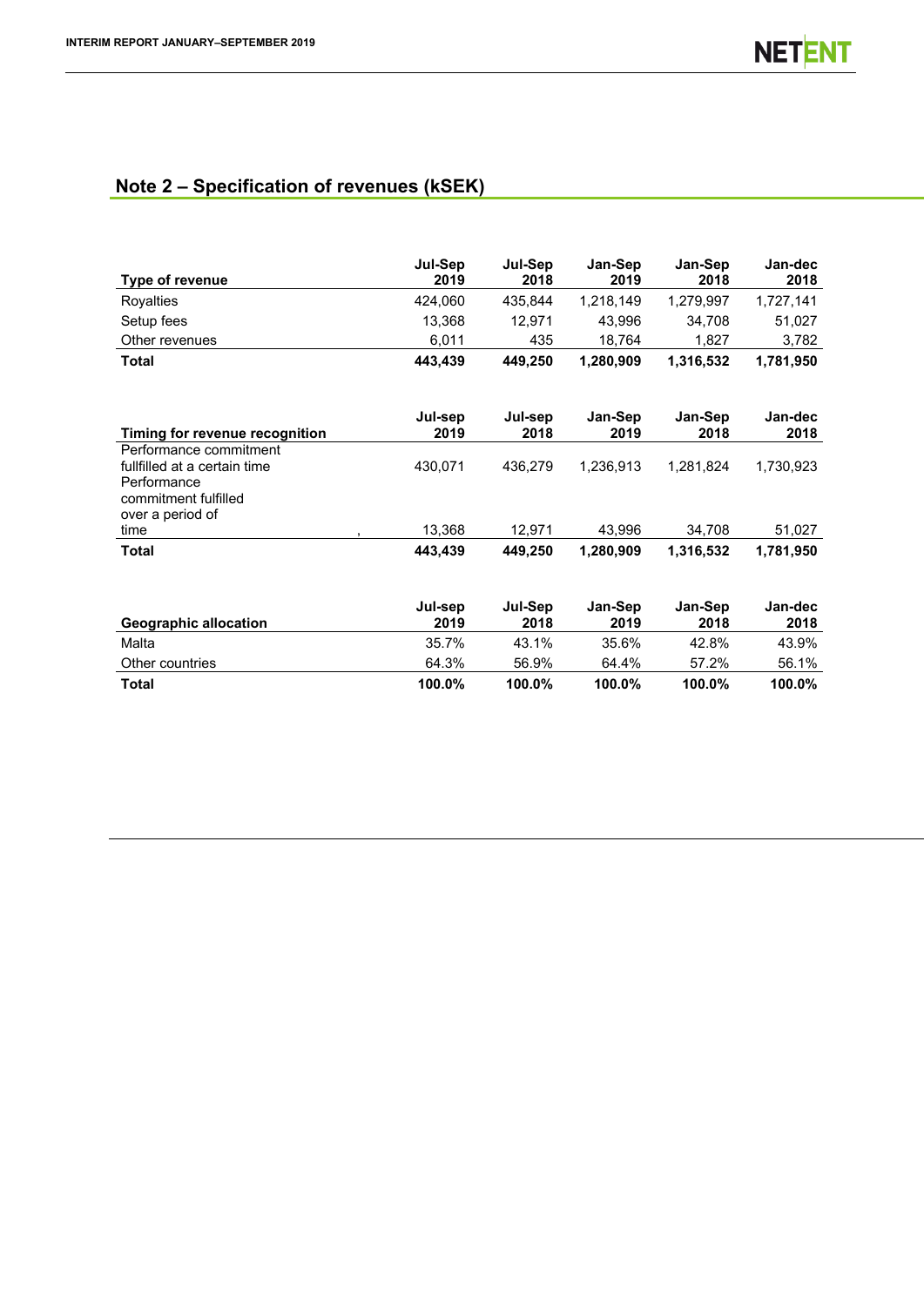## Note 2 – Specification of revenues (kSEK)

| Type of revenue | Jul-Sep 2019 | Jul-Sep 2018 | Jan-Sep 2019 | Jan-Sep 2018 | Jan-dec 2018 |
|---|---|---|---|---|---|
| Royalties | 424,060 | 435,844 | 1,218,149 | 1,279,997 | 1,727,141 |
| Setup fees | 13,368 | 12,971 | 43,996 | 34,708 | 51,027 |
| Other revenues | 6,011 | 435 | 18,764 | 1,827 | 3,782 |
| **Total** | **443,439** | **449,250** | **1,280,909** | **1,316,532** | **1,781,950** |

| Timing for revenue recognition | Jul-sep 2019 | Jul-sep 2018 | Jan-Sep 2019 | Jan-Sep 2018 | Jan-dec 2018 |
|---|---|---|---|---|---|
| Performance commitment fullfilled at a certain time | 430,071 | 436,279 | 1,236,913 | 1,281,824 | 1,730,923 |
| Performance commitment fulfilled over a period of time | 13,368 | 12,971 | 43,996 | 34,708 | 51,027 |
| **Total** | **443,439** | **449,250** | **1,280,909** | **1,316,532** | **1,781,950** |

| Geographic allocation | Jul-sep 2019 | Jul-Sep 2018 | Jan-Sep 2019 | Jan-Sep 2018 | Jan-dec 2018 |
|---|---|---|---|---|---|
| Malta | 35.7% | 43.1% | 35.6% | 42.8% | 43.9% |
| Other countries | 64.3% | 56.9% | 64.4% | 57.2% | 56.1% |
| **Total** | **100.0%** | **100.0%** | **100.0%** | **100.0%** | **100.0%** |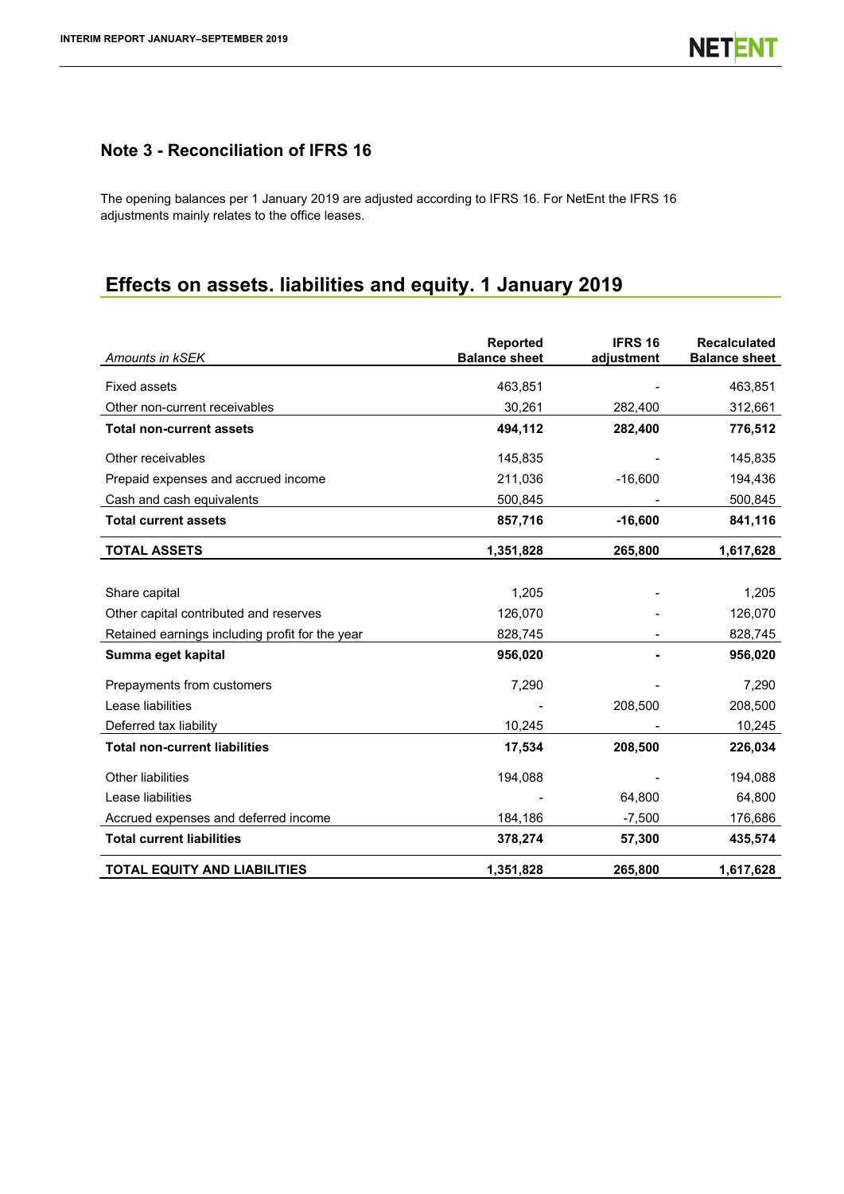## Note 3 - Reconciliation of IFRS 16

The opening balances per 1 January 2019 are adjusted according to IFRS 16. For NetEnt the IFRS 16 adjustments mainly relates to the office leases.

## Effects on assets. liabilities and equity. 1 January 2019

| *Amounts in kSEK* | Reported Balance sheet | IFRS 16 adjustment | Recalculated Balance sheet |
|---|---|---|---|
| Fixed assets | 463,851 | - | 463,851 |
| Other non-current receivables | 30,261 | 282,400 | 312,661 |
| **Total non-current assets** | **494,112** | **282,400** | **776,512** |
| Other receivables | 145,835 | - | 145,835 |
| Prepaid expenses and accrued income | 211,036 | -16,600 | 194,436 |
| Cash and cash equivalents | 500,845 | - | 500,845 |
| **Total current assets** | **857,716** | **-16,600** | **841,116** |
| **TOTAL ASSETS** | **1,351,828** | **265,800** | **1,617,628** |
| | | | |
| Share capital | 1,205 | - | 1,205 |
| Other capital contributed and reserves | 126,070 | - | 126,070 |
| Retained earnings including profit for the year | 828,745 | - | 828,745 |
| **Summa eget kapital** | **956,020** | **-** | **956,020** |
| Prepayments from customers | 7,290 | - | 7,290 |
| Lease liabilities | - | 208,500 | 208,500 |
| Deferred tax liability | 10,245 | - | 10,245 |
| **Total non-current liabilities** | **17,534** | **208,500** | **226,034** |
| Other liabilities | 194,088 | - | 194,088 |
| Lease liabilities | - | 64,800 | 64,800 |
| Accrued expenses and deferred income | 184,186 | -7,500 | 176,686 |
| **Total current liabilities** | **378,274** | **57,300** | **435,574** |
| **TOTAL EQUITY AND LIABILITIES** | **1,351,828** | **265,800** | **1,617,628** |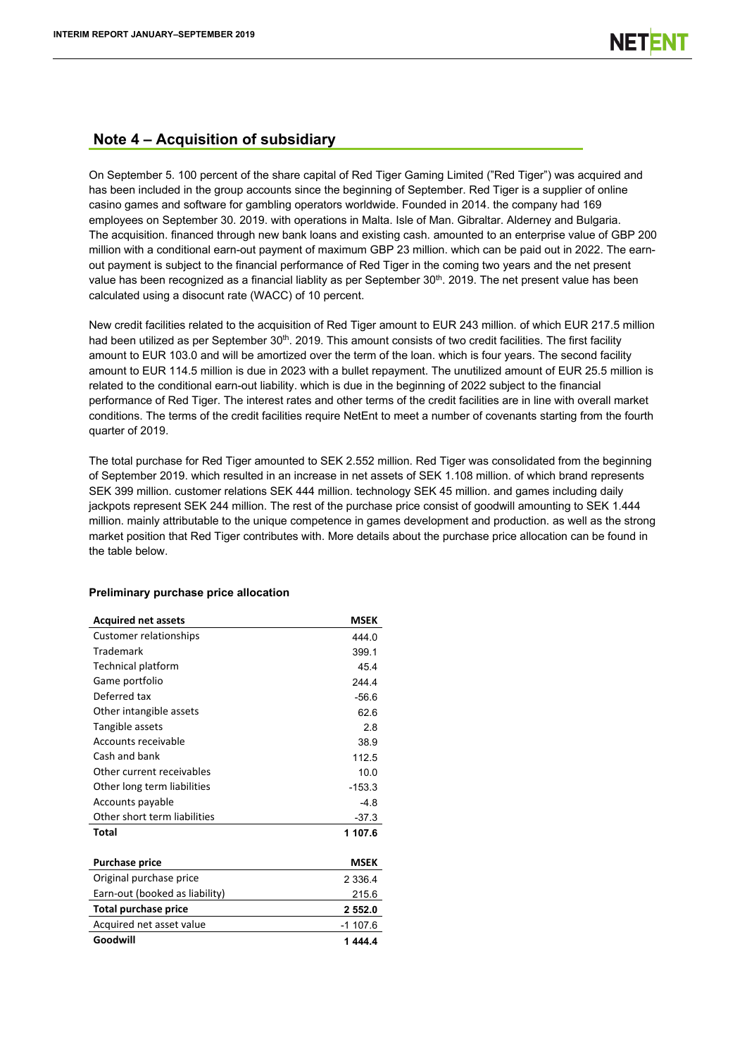## Note 4 – Acquisition of subsidiary

On September 5. 100 percent of the share capital of Red Tiger Gaming Limited ("Red Tiger") was acquired and has been included in the group accounts since the beginning of September. Red Tiger is a supplier of online casino games and software for gambling operators worldwide. Founded in 2014. the company had 169 employees on September 30. 2019. with operations in Malta. Isle of Man. Gibraltar. Alderney and Bulgaria. The acquisition. financed through new bank loans and existing cash. amounted to an enterprise value of GBP 200 million with a conditional earn-out payment of maximum GBP 23 million. which can be paid out in 2022. The earn-out payment is subject to the financial performance of Red Tiger in the coming two years and the net present value has been recognized as a financial liablity as per September 30th. 2019. The net present value has been calculated using a disocunt rate (WACC) of 10 percent.

New credit facilities related to the acquisition of Red Tiger amount to EUR 243 million. of which EUR 217.5 million had been utilized as per September 30th. 2019. This amount consists of two credit facilities. The first facility amount to EUR 103.0 and will be amortized over the term of the loan. which is four years. The second facility amount to EUR 114.5 million is due in 2023 with a bullet repayment. The unutilized amount of EUR 25.5 million is related to the conditional earn-out liability. which is due in the beginning of 2022 subject to the financial performance of Red Tiger. The interest rates and other terms of the credit facilities are in line with overall market conditions. The terms of the credit facilities require NetEnt to meet a number of covenants starting from the fourth quarter of 2019.

The total purchase for Red Tiger amounted to SEK 2.552 million. Red Tiger was consolidated from the beginning of September 2019. which resulted in an increase in net assets of SEK 1.108 million. of which brand represents SEK 399 million. customer relations SEK 444 million. technology SEK 45 million. and games including daily jackpots represent SEK 244 million. The rest of the purchase price consist of goodwill amounting to SEK 1.444 million. mainly attributable to the unique competence in games development and production. as well as the strong market position that Red Tiger contributes with. More details about the purchase price allocation can be found in the table below.

**Preliminary purchase price allocation**

| **Acquired net assets** | **MSEK** |
|---|---|
| Customer relationships | 444.0 |
| Trademark | 399.1 |
| Technical platform | 45.4 |
| Game portfolio | 244.4 |
| Deferred tax | -56.6 |
| Other intangible assets | 62.6 |
| Tangible assets | 2.8 |
| Accounts receivable | 38.9 |
| Cash and bank | 112.5 |
| Other current receivables | 10.0 |
| Other long term liabilities | -153.3 |
| Accounts payable | -4.8 |
| Other short term liabilities | -37.3 |
| **Total** | **1 107.6** |

| **Purchase price** | **MSEK** |
|---|---|
| Original purchase price | 2 336.4 |
| Earn-out (booked as liability) | 215.6 |
| **Total purchase price** | **2 552.0** |
| Acquired net asset value | -1 107.6 |
| **Goodwill** | **1 444.4** |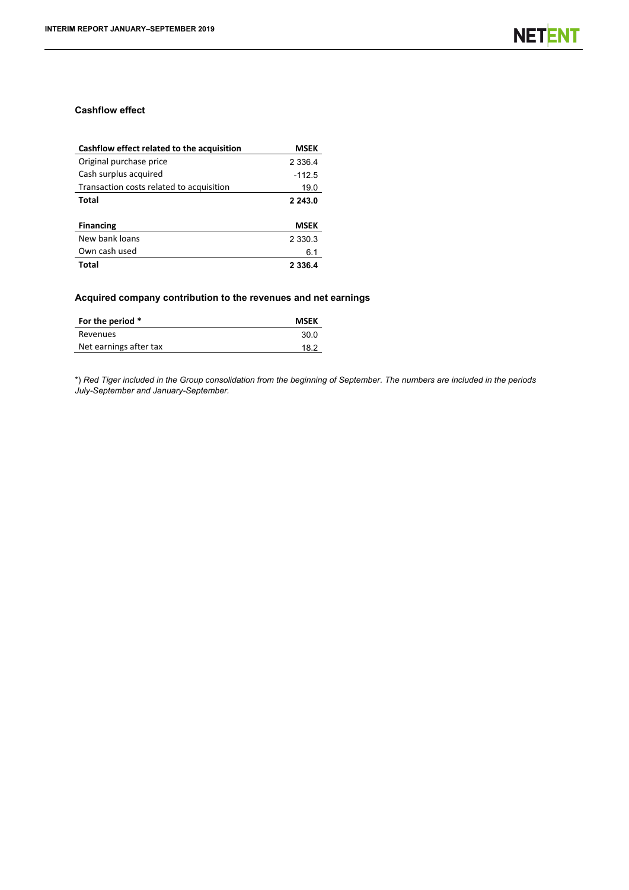### Cashflow effect

| Cashflow effect related to the acquisition | MSEK |
|---|---|
| Original purchase price | 2 336.4 |
| Cash surplus acquired | -112.5 |
| Transaction costs related to acquisition | 19.0 |
| **Total** | **2 243.0** |

| Financing | MSEK |
|---|---|
| New bank loans | 2 330.3 |
| Own cash used | 6.1 |
| **Total** | **2 336.4** |

### Acquired company contribution to the revenues and net earnings

| For the period * | MSEK |
|---|---|
| Revenues | 30.0 |
| Net earnings after tax | 18.2 |

*) *Red Tiger included in the Group consolidation from the beginning of September. The numbers are included in the periods July-September and January-September.*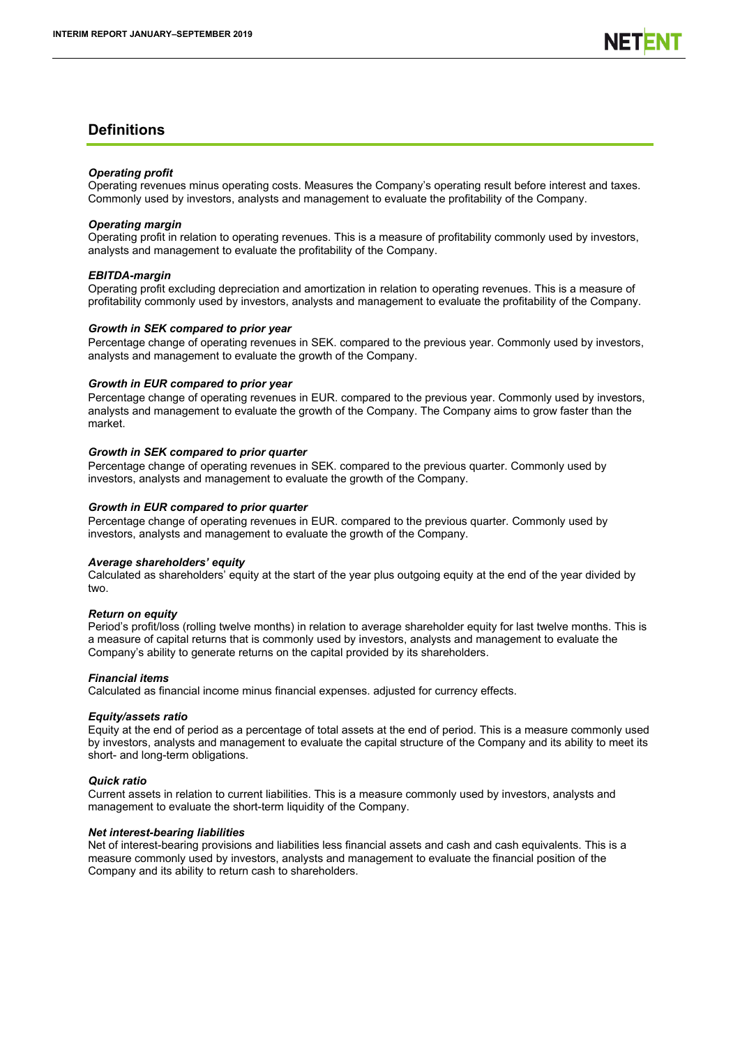## Definitions

***Operating profit***
Operating revenues minus operating costs. Measures the Company's operating result before interest and taxes. Commonly used by investors, analysts and management to evaluate the profitability of the Company.

***Operating margin***
Operating profit in relation to operating revenues. This is a measure of profitability commonly used by investors, analysts and management to evaluate the profitability of the Company.

***EBITDA-margin***
Operating profit excluding depreciation and amortization in relation to operating revenues. This is a measure of profitability commonly used by investors, analysts and management to evaluate the profitability of the Company.

***Growth in SEK compared to prior year***
Percentage change of operating revenues in SEK. compared to the previous year. Commonly used by investors, analysts and management to evaluate the growth of the Company.

***Growth in EUR compared to prior year***
Percentage change of operating revenues in EUR. compared to the previous year. Commonly used by investors, analysts and management to evaluate the growth of the Company. The Company aims to grow faster than the market.

***Growth in SEK compared to prior quarter***
Percentage change of operating revenues in SEK. compared to the previous quarter. Commonly used by investors, analysts and management to evaluate the growth of the Company.

***Growth in EUR compared to prior quarter***
Percentage change of operating revenues in EUR. compared to the previous quarter. Commonly used by investors, analysts and management to evaluate the growth of the Company.

***Average shareholders' equity***
Calculated as shareholders' equity at the start of the year plus outgoing equity at the end of the year divided by two.

***Return on equity***
Period's profit/loss (rolling twelve months) in relation to average shareholder equity for last twelve months. This is a measure of capital returns that is commonly used by investors, analysts and management to evaluate the Company's ability to generate returns on the capital provided by its shareholders.

***Financial items***
Calculated as financial income minus financial expenses. adjusted for currency effects.

***Equity/assets ratio***
Equity at the end of period as a percentage of total assets at the end of period. This is a measure commonly used by investors, analysts and management to evaluate the capital structure of the Company and its ability to meet its short- and long-term obligations.

***Quick ratio***
Current assets in relation to current liabilities. This is a measure commonly used by investors, analysts and management to evaluate the short-term liquidity of the Company.

***Net interest-bearing liabilities***
Net of interest-bearing provisions and liabilities less financial assets and cash and cash equivalents. This is a measure commonly used by investors, analysts and management to evaluate the financial position of the Company and its ability to return cash to shareholders.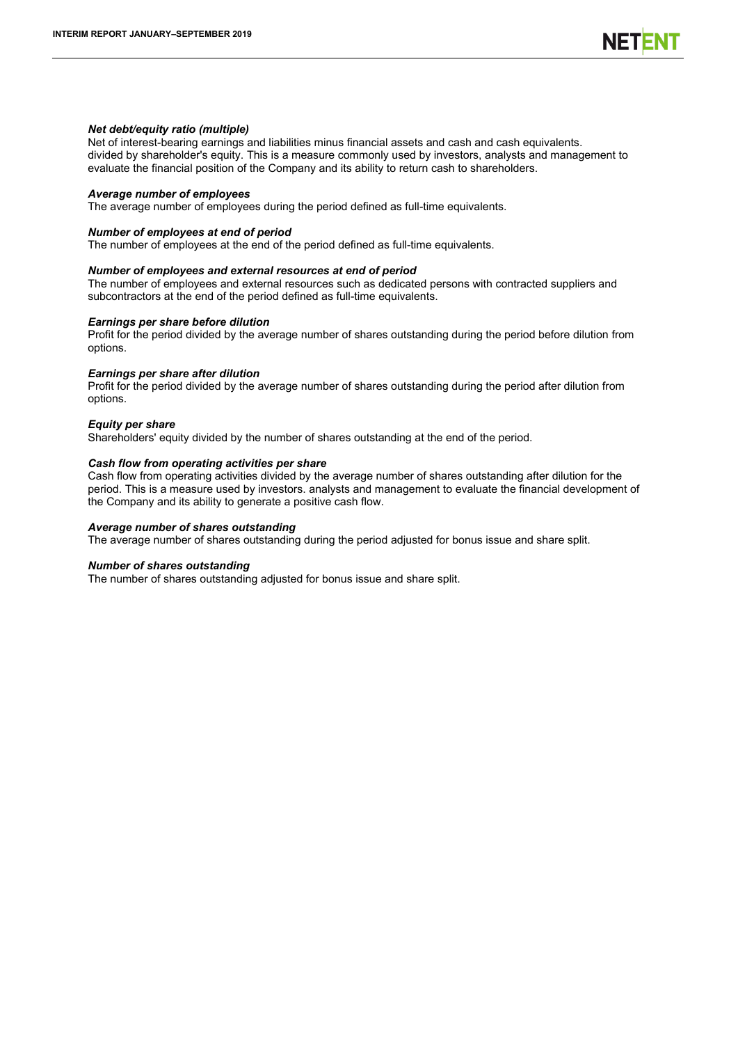***Net debt/equity ratio (multiple)***
Net of interest-bearing earnings and liabilities minus financial assets and cash and cash equivalents. divided by shareholder's equity. This is a measure commonly used by investors, analysts and management to evaluate the financial position of the Company and its ability to return cash to shareholders.

***Average number of employees***
The average number of employees during the period defined as full-time equivalents.

***Number of employees at end of period***
The number of employees at the end of the period defined as full-time equivalents.

***Number of employees and external resources at end of period***
The number of employees and external resources such as dedicated persons with contracted suppliers and subcontractors at the end of the period defined as full-time equivalents.

***Earnings per share before dilution***
Profit for the period divided by the average number of shares outstanding during the period before dilution from options.

***Earnings per share after dilution***
Profit for the period divided by the average number of shares outstanding during the period after dilution from options.

***Equity per share***
Shareholders' equity divided by the number of shares outstanding at the end of the period.

***Cash flow from operating activities per share***
Cash flow from operating activities divided by the average number of shares outstanding after dilution for the period. This is a measure used by investors. analysts and management to evaluate the financial development of the Company and its ability to generate a positive cash flow.

***Average number of shares outstanding***
The average number of shares outstanding during the period adjusted for bonus issue and share split.

***Number of shares outstanding***
The number of shares outstanding adjusted for bonus issue and share split.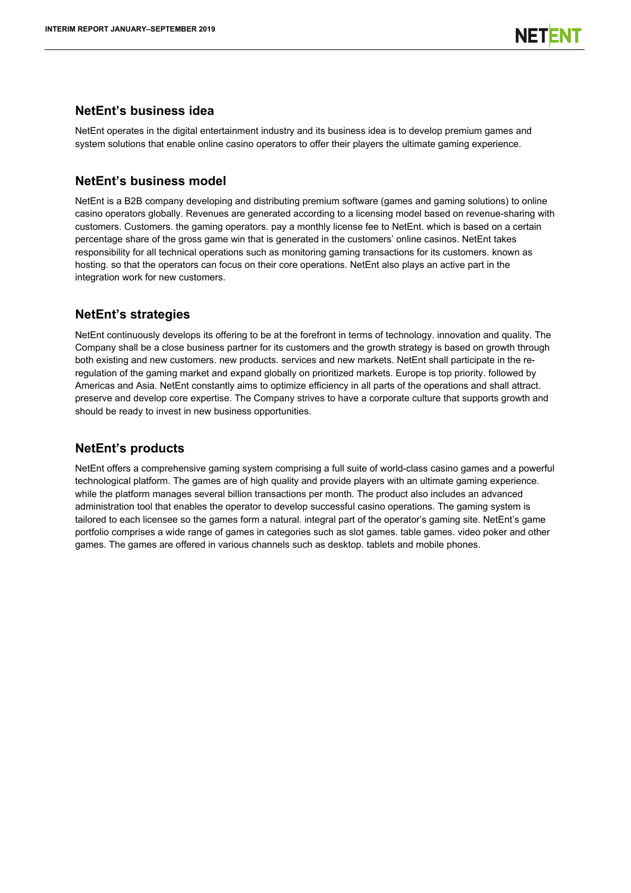## NetEnt's business idea

NetEnt operates in the digital entertainment industry and its business idea is to develop premium games and system solutions that enable online casino operators to offer their players the ultimate gaming experience.

## NetEnt's business model

NetEnt is a B2B company developing and distributing premium software (games and gaming solutions) to online casino operators globally. Revenues are generated according to a licensing model based on revenue-sharing with customers. Customers. the gaming operators. pay a monthly license fee to NetEnt. which is based on a certain percentage share of the gross game win that is generated in the customers' online casinos. NetEnt takes responsibility for all technical operations such as monitoring gaming transactions for its customers. known as hosting. so that the operators can focus on their core operations. NetEnt also plays an active part in the integration work for new customers.

## NetEnt's strategies

NetEnt continuously develops its offering to be at the forefront in terms of technology. innovation and quality. The Company shall be a close business partner for its customers and the growth strategy is based on growth through both existing and new customers. new products. services and new markets. NetEnt shall participate in the re-regulation of the gaming market and expand globally on prioritized markets. Europe is top priority. followed by Americas and Asia. NetEnt constantly aims to optimize efficiency in all parts of the operations and shall attract. preserve and develop core expertise. The Company strives to have a corporate culture that supports growth and should be ready to invest in new business opportunities.

## NetEnt's products

NetEnt offers a comprehensive gaming system comprising a full suite of world-class casino games and a powerful technological platform. The games are of high quality and provide players with an ultimate gaming experience. while the platform manages several billion transactions per month. The product also includes an advanced administration tool that enables the operator to develop successful casino operations. The gaming system is tailored to each licensee so the games form a natural. integral part of the operator's gaming site. NetEnt's game portfolio comprises a wide range of games in categories such as slot games. table games. video poker and other games. The games are offered in various channels such as desktop. tablets and mobile phones.